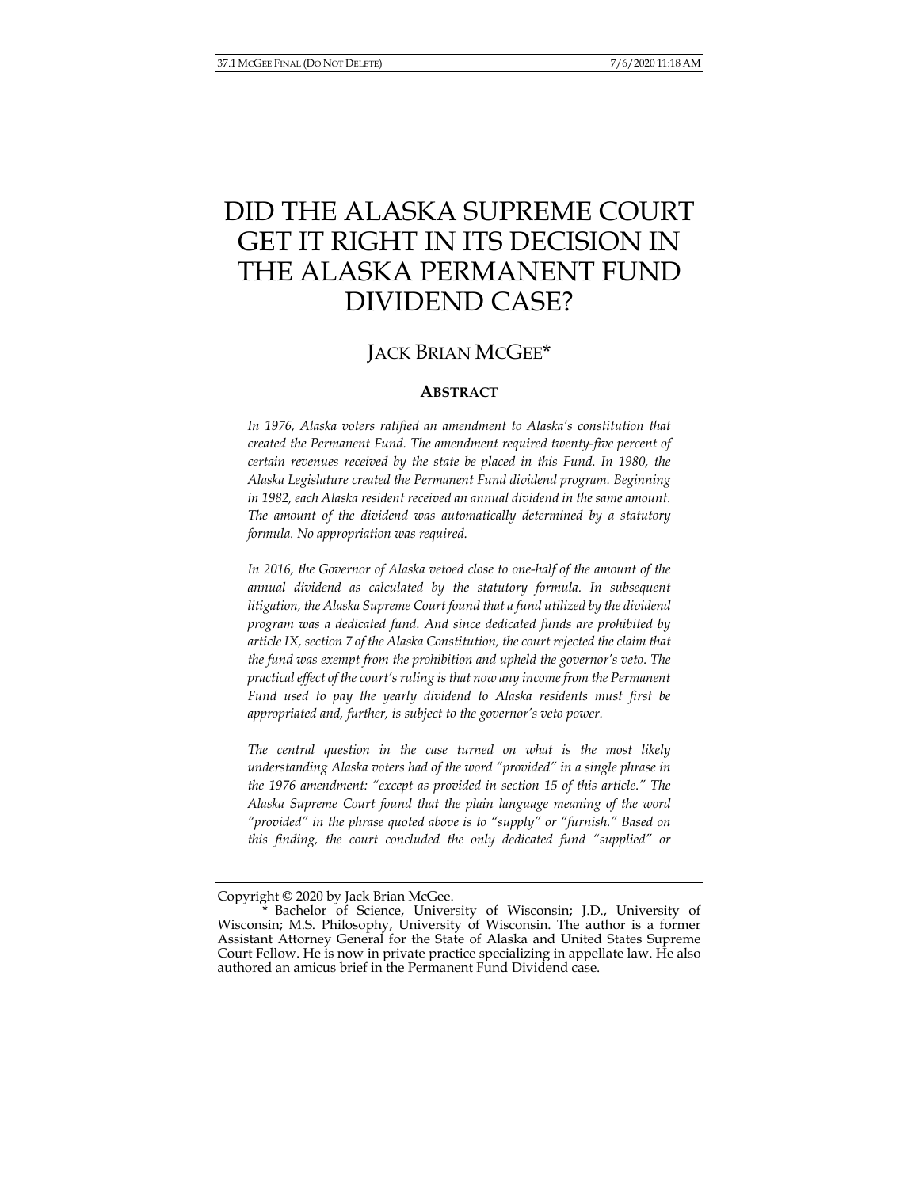# DID THE ALASKA SUPREME COURT GET IT RIGHT IN ITS DECISION IN THE ALASKA PERMANENT FUND DIVIDEND CASE?

## JACK BRIAN MCGEE*

### ABSTRACT

*In 1976, Alaska voters ratified an amendment to Alaska's constitution that created the Permanent Fund. The amendment required twenty-five percent of certain revenues received by the state be placed in this Fund. In 1980, the Alaska Legislature created the Permanent Fund dividend program. Beginning in 1982, each Alaska resident received an annual dividend in the same amount. The amount of the dividend was automatically determined by a statutory formula. No appropriation was required.*

*In 2016, the Governor of Alaska vetoed close to one-half of the amount of the annual dividend as calculated by the statutory formula. In subsequent litigation, the Alaska Supreme Court found that a fund utilized by the dividend program was a dedicated fund. And since dedicated funds are prohibited by article IX, section 7 of the Alaska Constitution, the court rejected the claim that the fund was exempt from the prohibition and upheld the governor's veto. The practical effect of the court's ruling is that now any income from the Permanent Fund used to pay the yearly dividend to Alaska residents must first be appropriated and, further, is subject to the governor's veto power.*

*The central question in the case turned on what is the most likely understanding Alaska voters had of the word "provided" in a single phrase in the 1976 amendment: "except as provided in section 15 of this article." The Alaska Supreme Court found that the plain language meaning of the word "provided" in the phrase quoted above is to "supply" or "furnish." Based on this finding, the court concluded the only dedicated fund "supplied" or*

---

Copyright © 2020 by Jack Brian McGee.

\* Bachelor of Science, University of Wisconsin; J.D., University of Wisconsin; M.S. Philosophy, University of Wisconsin. The author is a former Assistant Attorney General for the State of Alaska and United States Supreme Court Fellow. He is now in private practice specializing in appellate law. He also authored an amicus brief in the Permanent Fund Dividend case.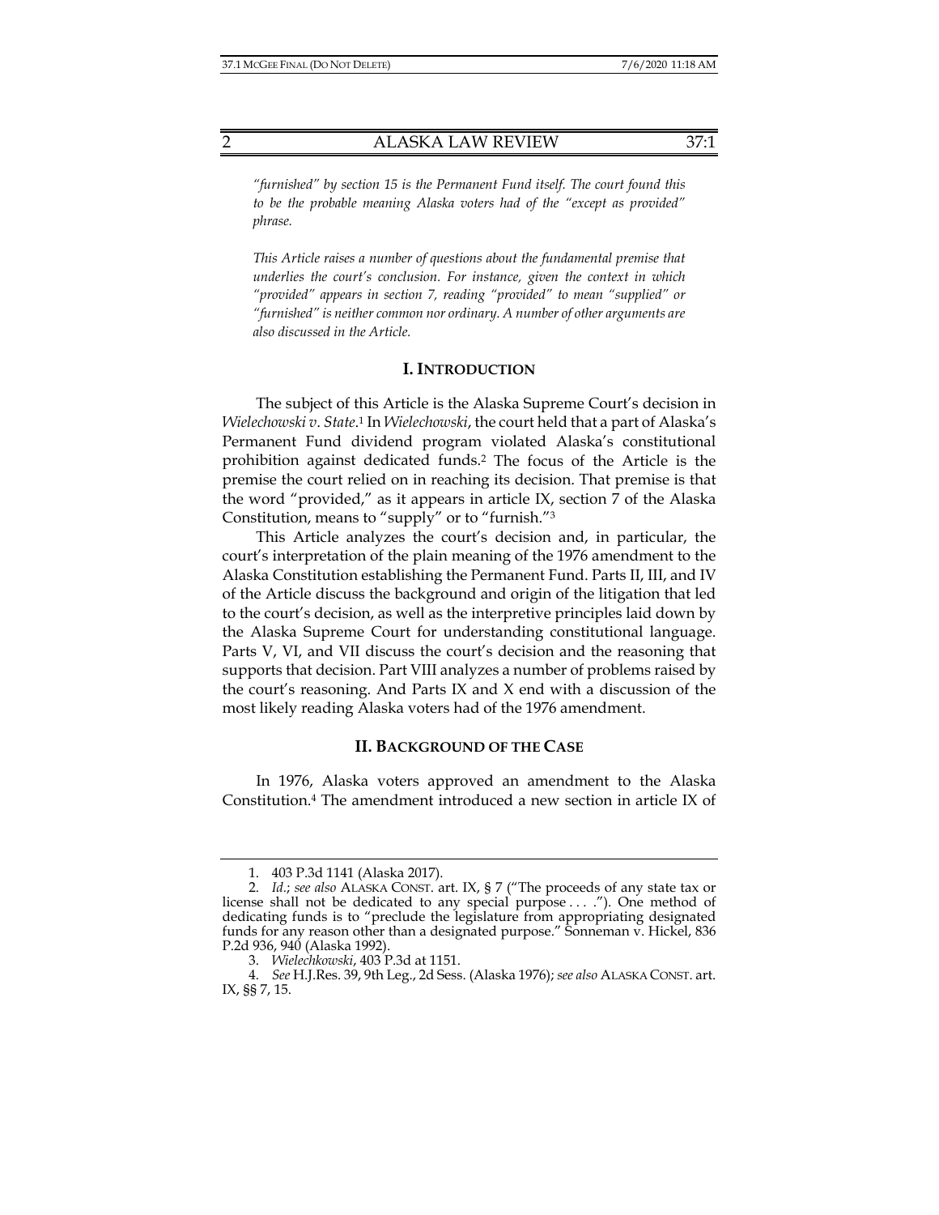*"furnished" by section 15 is the Permanent Fund itself. The court found this to be the probable meaning Alaska voters had of the "except as provided" phrase.*

*This Article raises a number of questions about the fundamental premise that underlies the court's conclusion. For instance, given the context in which "provided" appears in section 7, reading "provided" to mean "supplied" or "furnished" is neither common nor ordinary. A number of other arguments are also discussed in the Article.*

## I. INTRODUCTION

The subject of this Article is the Alaska Supreme Court's decision in *Wielechowski v. State*.[1] In *Wielechowski*, the court held that a part of Alaska's Permanent Fund dividend program violated Alaska's constitutional prohibition against dedicated funds.[2] The focus of the Article is the premise the court relied on in reaching its decision. That premise is that the word "provided," as it appears in article IX, section 7 of the Alaska Constitution, means to "supply" or to "furnish."[3]

This Article analyzes the court's decision and, in particular, the court's interpretation of the plain meaning of the 1976 amendment to the Alaska Constitution establishing the Permanent Fund. Parts II, III, and IV of the Article discuss the background and origin of the litigation that led to the court's decision, as well as the interpretive principles laid down by the Alaska Supreme Court for understanding constitutional language. Parts V, VI, and VII discuss the court's decision and the reasoning that supports that decision. Part VIII analyzes a number of problems raised by the court's reasoning. And Parts IX and X end with a discussion of the most likely reading Alaska voters had of the 1976 amendment.

## II. BACKGROUND OF THE CASE

In 1976, Alaska voters approved an amendment to the Alaska Constitution.[4] The amendment introduced a new section in article IX of

---

1. 403 P.3d 1141 (Alaska 2017).
2. *Id.*; *see also* ALASKA CONST. art. IX, § 7 ("The proceeds of any state tax or license shall not be dedicated to any special purpose . . . ."). One method of dedicating funds is to "preclude the legislature from appropriating designated funds for any reason other than a designated purpose." Sonneman v. Hickel, 836 P.2d 936, 940 (Alaska 1992).
3. *Wielechkowski*, 403 P.3d at 1151.
4. *See* H.J.Res. 39, 9th Leg., 2d Sess. (Alaska 1976); *see also* ALASKA CONST. art. IX, §§ 7, 15.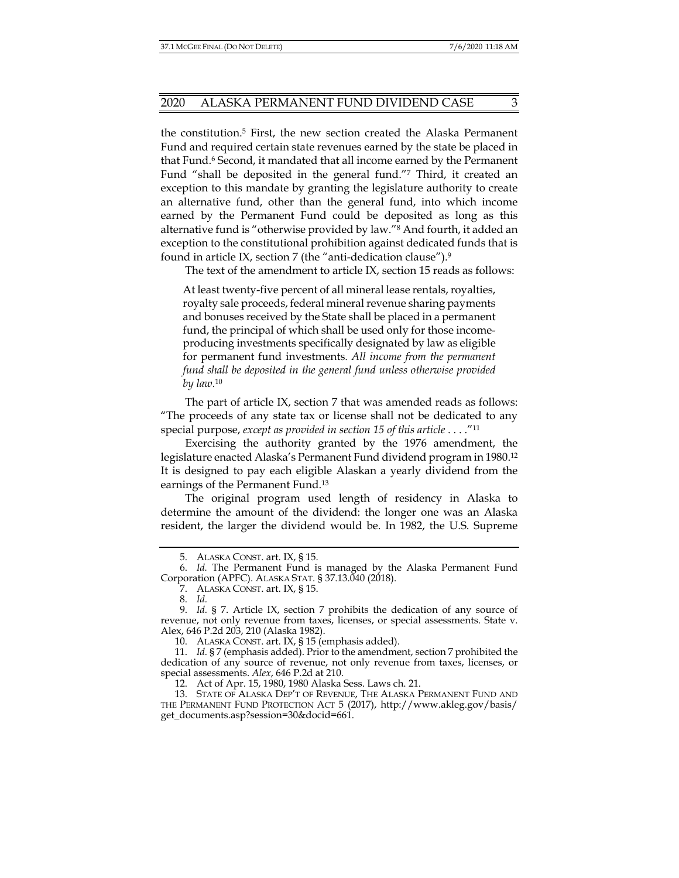the constitution.[5] First, the new section created the Alaska Permanent Fund and required certain state revenues earned by the state be placed in that Fund.[6] Second, it mandated that all income earned by the Permanent Fund "shall be deposited in the general fund."[7] Third, it created an exception to this mandate by granting the legislature authority to create an alternative fund, other than the general fund, into which income earned by the Permanent Fund could be deposited as long as this alternative fund is "otherwise provided by law."[8] And fourth, it added an exception to the constitutional prohibition against dedicated funds that is found in article IX, section 7 (the "anti-dedication clause").[9]

The text of the amendment to article IX, section 15 reads as follows:

> At least twenty-five percent of all mineral lease rentals, royalties, royalty sale proceeds, federal mineral revenue sharing payments and bonuses received by the State shall be placed in a permanent fund, the principal of which shall be used only for those income-producing investments specifically designated by law as eligible for permanent fund investments. *All income from the permanent fund shall be deposited in the general fund unless otherwise provided by law.*[10]

The part of article IX, section 7 that was amended reads as follows: "The proceeds of any state tax or license shall not be dedicated to any special purpose, *except as provided in section 15 of this article* . . . ."[11]

Exercising the authority granted by the 1976 amendment, the legislature enacted Alaska's Permanent Fund dividend program in 1980.[12] It is designed to pay each eligible Alaskan a yearly dividend from the earnings of the Permanent Fund.[13]

The original program used length of residency in Alaska to determine the amount of the dividend: the longer one was an Alaska resident, the larger the dividend would be. In 1982, the U.S. Supreme

---

5. ALASKA CONST. art. IX, § 15.

6. *Id.* The Permanent Fund is managed by the Alaska Permanent Fund Corporation (APFC). ALASKA STAT. § 37.13.040 (2018).

7. ALASKA CONST. art. IX, § 15.

8. *Id.*

9. *Id.* § 7. Article IX, section 7 prohibits the dedication of any source of revenue, not only revenue from taxes, licenses, or special assessments. State v. Alex, 646 P.2d 203, 210 (Alaska 1982).

10. ALASKA CONST. art. IX, § 15 (emphasis added).

11. *Id.* § 7 (emphasis added). Prior to the amendment, section 7 prohibited the dedication of any source of revenue, not only revenue from taxes, licenses, or special assessments. *Alex*, 646 P.2d at 210.

12. Act of Apr. 15, 1980, 1980 Alaska Sess. Laws ch. 21.

13. STATE OF ALASKA DEP'T OF REVENUE, THE ALASKA PERMANENT FUND AND THE PERMANENT FUND PROTECTION ACT 5 (2017), http://www.akleg.gov/basis/get_documents.asp?session=30&docid=661.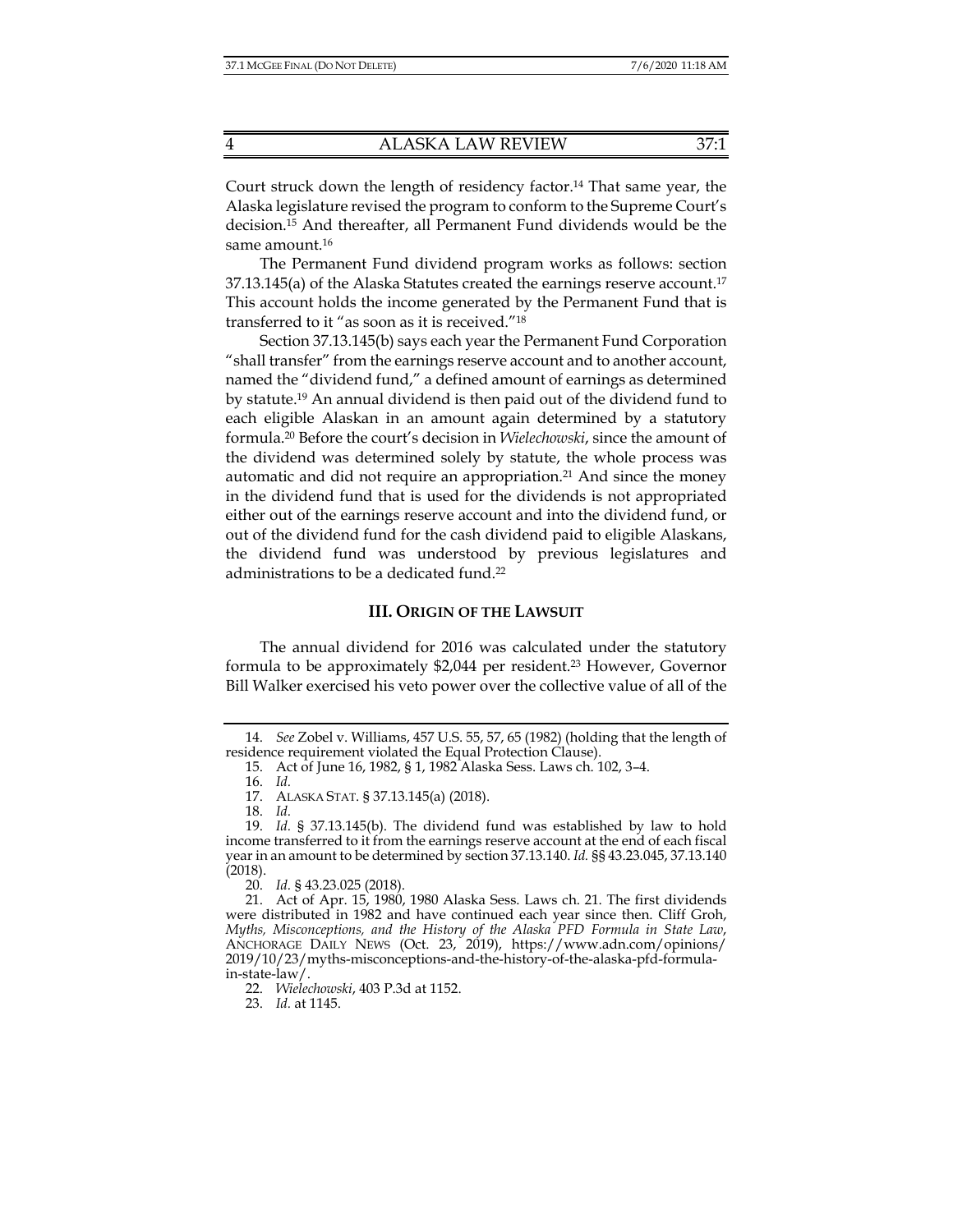Court struck down the length of residency factor.[14] That same year, the Alaska legislature revised the program to conform to the Supreme Court's decision.[15] And thereafter, all Permanent Fund dividends would be the same amount.[16]

The Permanent Fund dividend program works as follows: section 37.13.145(a) of the Alaska Statutes created the earnings reserve account.[17] This account holds the income generated by the Permanent Fund that is transferred to it "as soon as it is received."[18]

Section 37.13.145(b) says each year the Permanent Fund Corporation "shall transfer" from the earnings reserve account and to another account, named the "dividend fund," a defined amount of earnings as determined by statute.[19] An annual dividend is then paid out of the dividend fund to each eligible Alaskan in an amount again determined by a statutory formula.[20] Before the court's decision in *Wielechowski*, since the amount of the dividend was determined solely by statute, the whole process was automatic and did not require an appropriation.[21] And since the money in the dividend fund that is used for the dividends is not appropriated either out of the earnings reserve account and into the dividend fund, or out of the dividend fund for the cash dividend paid to eligible Alaskans, the dividend fund was understood by previous legislatures and administrations to be a dedicated fund.[22]

## III. ORIGIN OF THE LAWSUIT

The annual dividend for 2016 was calculated under the statutory formula to be approximately $2,044 per resident.[23] However, Governor Bill Walker exercised his veto power over the collective value of all of the

---

14. *See* Zobel v. Williams, 457 U.S. 55, 57, 65 (1982) (holding that the length of residence requirement violated the Equal Protection Clause).

15. Act of June 16, 1982, § 1, 1982 Alaska Sess. Laws ch. 102, 3–4.

16. *Id.*

17. ALASKA STAT. § 37.13.145(a) (2018).

18. *Id.*

19. *Id.* § 37.13.145(b). The dividend fund was established by law to hold income transferred to it from the earnings reserve account at the end of each fiscal year in an amount to be determined by section 37.13.140. *Id.* §§ 43.23.045, 37.13.140 (2018).

20. *Id.* § 43.23.025 (2018).

21. Act of Apr. 15, 1980, 1980 Alaska Sess. Laws ch. 21. The first dividends were distributed in 1982 and have continued each year since then. Cliff Groh, *Myths, Misconceptions, and the History of the Alaska PFD Formula in State Law*, ANCHORAGE DAILY NEWS (Oct. 23, 2019), https://www.adn.com/opinions/2019/10/23/myths-misconceptions-and-the-history-of-the-alaska-pfd-formula-in-state-law/.

22. *Wielechowski*, 403 P.3d at 1152.

23. *Id.* at 1145.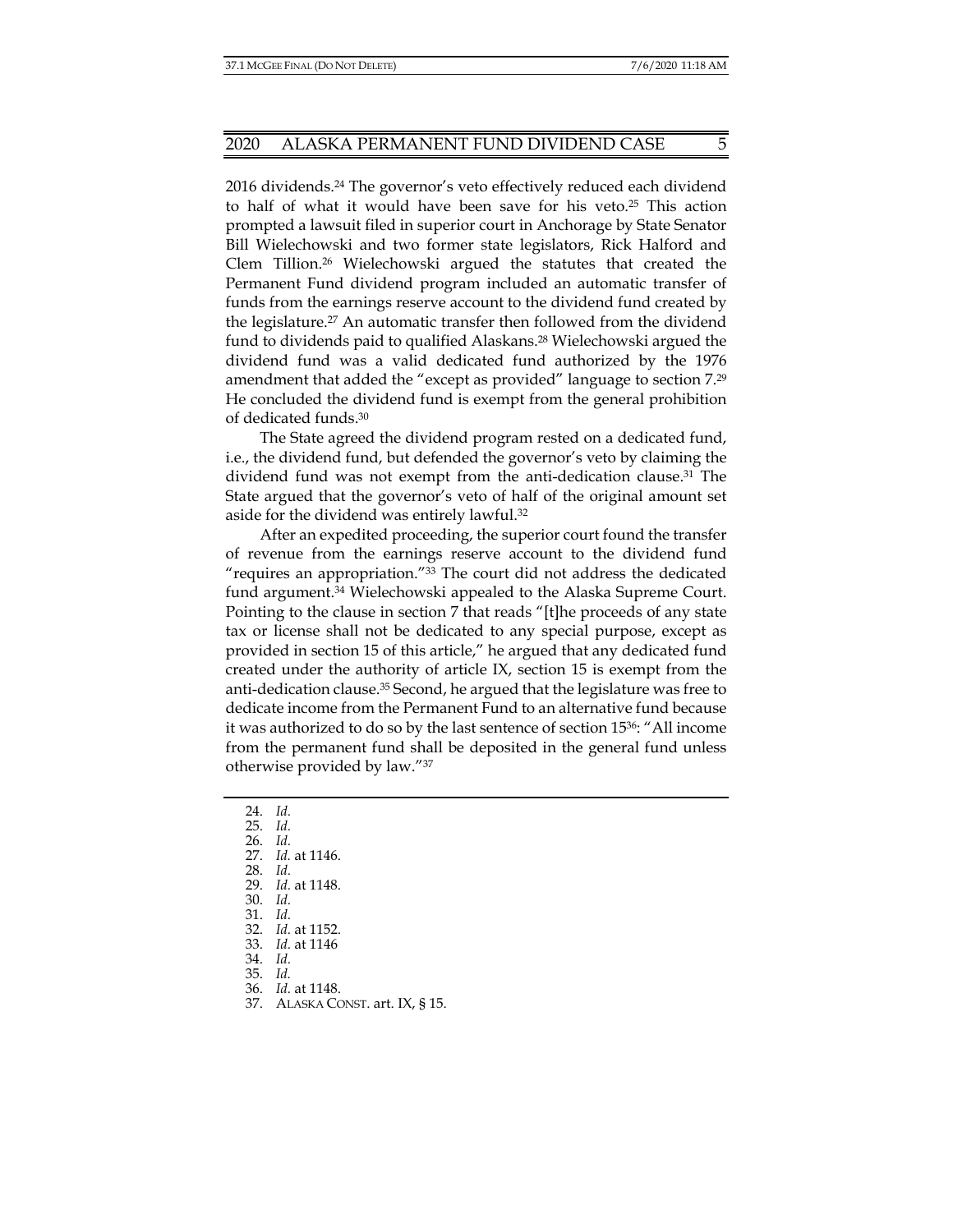2016 dividends.[24] The governor's veto effectively reduced each dividend to half of what it would have been save for his veto.[25] This action prompted a lawsuit filed in superior court in Anchorage by State Senator Bill Wielechowski and two former state legislators, Rick Halford and Clem Tillion.[26] Wielechowski argued the statutes that created the Permanent Fund dividend program included an automatic transfer of funds from the earnings reserve account to the dividend fund created by the legislature.[27] An automatic transfer then followed from the dividend fund to dividends paid to qualified Alaskans.[28] Wielechowski argued the dividend fund was a valid dedicated fund authorized by the 1976 amendment that added the "except as provided" language to section 7.[29] He concluded the dividend fund is exempt from the general prohibition of dedicated funds.[30]

The State agreed the dividend program rested on a dedicated fund, i.e., the dividend fund, but defended the governor's veto by claiming the dividend fund was not exempt from the anti-dedication clause.[31] The State argued that the governor's veto of half of the original amount set aside for the dividend was entirely lawful.[32]

After an expedited proceeding, the superior court found the transfer of revenue from the earnings reserve account to the dividend fund "requires an appropriation."[33] The court did not address the dedicated fund argument.[34] Wielechowski appealed to the Alaska Supreme Court. Pointing to the clause in section 7 that reads "[t]he proceeds of any state tax or license shall not be dedicated to any special purpose, except as provided in section 15 of this article," he argued that any dedicated fund created under the authority of article IX, section 15 is exempt from the anti-dedication clause.[35] Second, he argued that the legislature was free to dedicate income from the Permanent Fund to an alternative fund because it was authorized to do so by the last sentence of section 15[36]: "All income from the permanent fund shall be deposited in the general fund unless otherwise provided by law."[37]

---

24. *Id.*
25. *Id.*
26. *Id.*
27. *Id.* at 1146.
28. *Id.*
29. *Id.* at 1148.
30. *Id.*
31. *Id.*
32. *Id.* at 1152.
33. *Id.* at 1146
34. *Id.*
35. *Id.*
36. *Id.* at 1148.
37. ALASKA CONST. art. IX, § 15.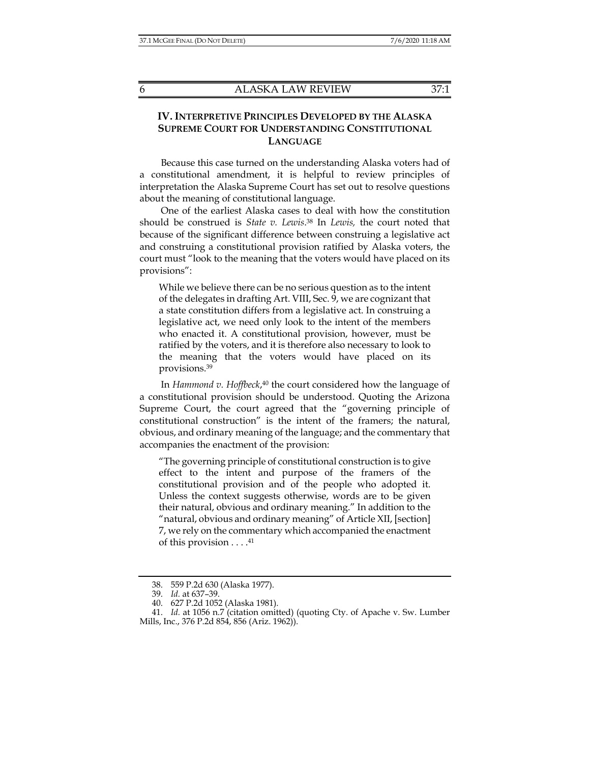## IV. INTERPRETIVE PRINCIPLES DEVELOPED BY THE ALASKA SUPREME COURT FOR UNDERSTANDING CONSTITUTIONAL LANGUAGE

Because this case turned on the understanding Alaska voters had of a constitutional amendment, it is helpful to review principles of interpretation the Alaska Supreme Court has set out to resolve questions about the meaning of constitutional language.

One of the earliest Alaska cases to deal with how the constitution should be construed is *State v. Lewis*.[38] In *Lewis,* the court noted that because of the significant difference between construing a legislative act and construing a constitutional provision ratified by Alaska voters, the court must "look to the meaning that the voters would have placed on its provisions":

> While we believe there can be no serious question as to the intent of the delegates in drafting Art. VIII, Sec. 9, we are cognizant that a state constitution differs from a legislative act. In construing a legislative act, we need only look to the intent of the members who enacted it. A constitutional provision, however, must be ratified by the voters, and it is therefore also necessary to look to the meaning that the voters would have placed on its provisions.[39]

In *Hammond v. Hoffbeck*,[40] the court considered how the language of a constitutional provision should be understood. Quoting the Arizona Supreme Court, the court agreed that the "governing principle of constitutional construction" is the intent of the framers; the natural, obvious, and ordinary meaning of the language; and the commentary that accompanies the enactment of the provision:

> "The governing principle of constitutional construction is to give effect to the intent and purpose of the framers of the constitutional provision and of the people who adopted it. Unless the context suggests otherwise, words are to be given their natural, obvious and ordinary meaning." In addition to the "natural, obvious and ordinary meaning" of Article XII, [section] 7, we rely on the commentary which accompanied the enactment of this provision . . . .[41]

---

38. 559 P.2d 630 (Alaska 1977).

39. *Id.* at 637–39.

40. 627 P.2d 1052 (Alaska 1981).

41. *Id.* at 1056 n.7 (citation omitted) (quoting Cty. of Apache v. Sw. Lumber Mills, Inc., 376 P.2d 854, 856 (Ariz. 1962)).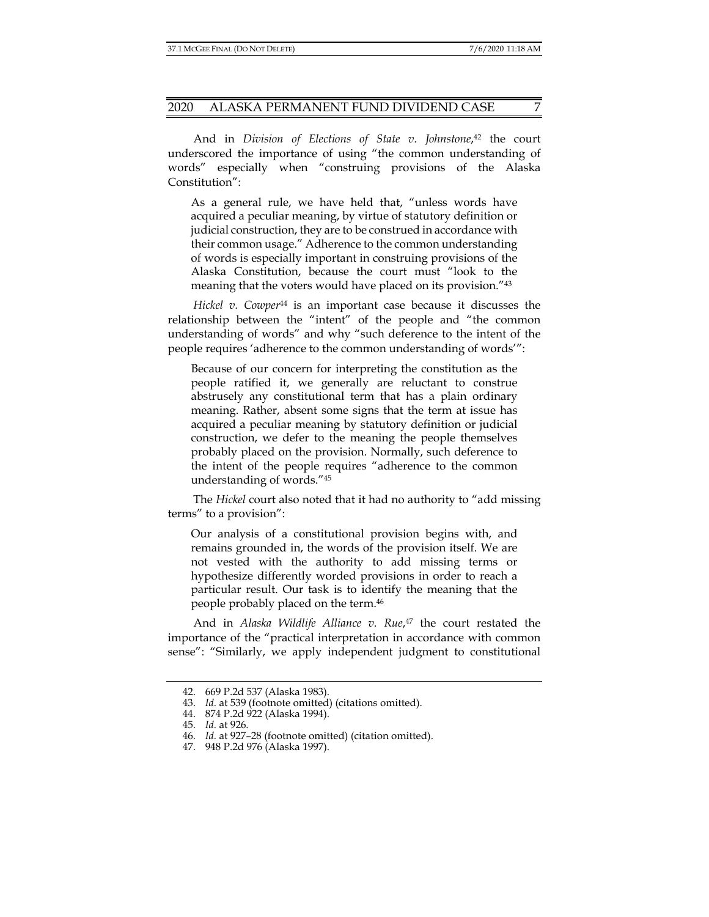And in *Division of Elections of State v. Johnstone*,[42] the court underscored the importance of using "the common understanding of words" especially when "construing provisions of the Alaska Constitution":

> As a general rule, we have held that, "unless words have acquired a peculiar meaning, by virtue of statutory definition or judicial construction, they are to be construed in accordance with their common usage." Adherence to the common understanding of words is especially important in construing provisions of the Alaska Constitution, because the court must "look to the meaning that the voters would have placed on its provision."[43]

*Hickel v. Cowper*[44] is an important case because it discusses the relationship between the "intent" of the people and "the common understanding of words" and why "such deference to the intent of the people requires 'adherence to the common understanding of words'":

> Because of our concern for interpreting the constitution as the people ratified it, we generally are reluctant to construe abstrusely any constitutional term that has a plain ordinary meaning. Rather, absent some signs that the term at issue has acquired a peculiar meaning by statutory definition or judicial construction, we defer to the meaning the people themselves probably placed on the provision. Normally, such deference to the intent of the people requires "adherence to the common understanding of words."[45]

The *Hickel* court also noted that it had no authority to "add missing terms" to a provision":

> Our analysis of a constitutional provision begins with, and remains grounded in, the words of the provision itself. We are not vested with the authority to add missing terms or hypothesize differently worded provisions in order to reach a particular result. Our task is to identify the meaning that the people probably placed on the term.[46]

And in *Alaska Wildlife Alliance v. Rue*,[47] the court restated the importance of the "practical interpretation in accordance with common sense": "Similarly, we apply independent judgment to constitutional

---

42. 669 P.2d 537 (Alaska 1983).
43. *Id.* at 539 (footnote omitted) (citations omitted).
44. 874 P.2d 922 (Alaska 1994).
45. *Id.* at 926.
46. *Id.* at 927–28 (footnote omitted) (citation omitted).
47. 948 P.2d 976 (Alaska 1997).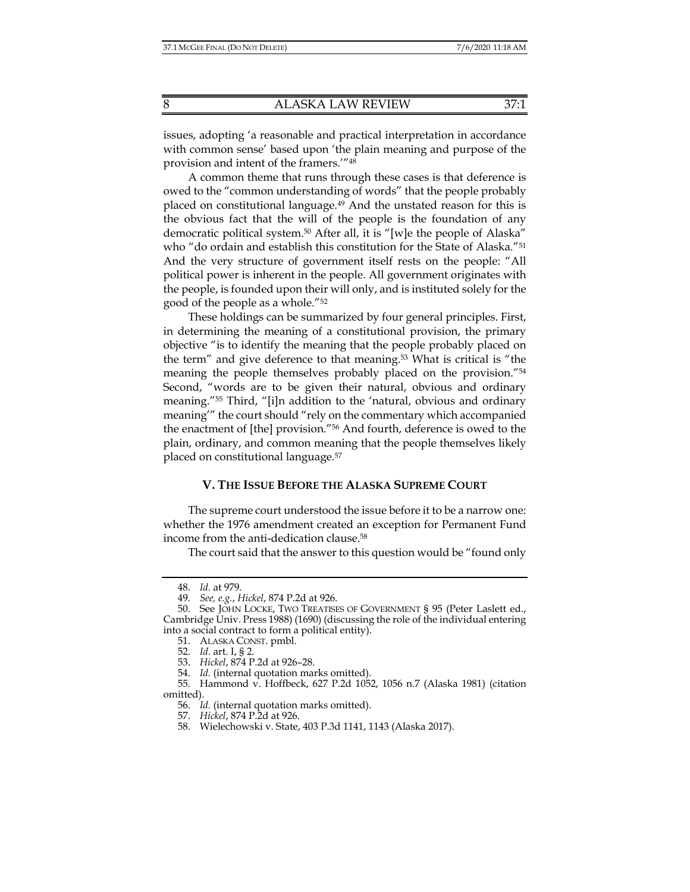issues, adopting 'a reasonable and practical interpretation in accordance with common sense' based upon 'the plain meaning and purpose of the provision and intent of the framers.'"[48]

A common theme that runs through these cases is that deference is owed to the "common understanding of words" that the people probably placed on constitutional language.[49] And the unstated reason for this is the obvious fact that the will of the people is the foundation of any democratic political system.[50] After all, it is "[w]e the people of Alaska" who "do ordain and establish this constitution for the State of Alaska."[51] And the very structure of government itself rests on the people: "All political power is inherent in the people. All government originates with the people, is founded upon their will only, and is instituted solely for the good of the people as a whole."[52]

These holdings can be summarized by four general principles. First, in determining the meaning of a constitutional provision, the primary objective "is to identify the meaning that the people probably placed on the term" and give deference to that meaning.[53] What is critical is "the meaning the people themselves probably placed on the provision."[54] Second, "words are to be given their natural, obvious and ordinary meaning."[55] Third, "[i]n addition to the 'natural, obvious and ordinary meaning'" the court should "rely on the commentary which accompanied the enactment of [the] provision."[56] And fourth, deference is owed to the plain, ordinary, and common meaning that the people themselves likely placed on constitutional language.[57]

## V. THE ISSUE BEFORE THE ALASKA SUPREME COURT

The supreme court understood the issue before it to be a narrow one: whether the 1976 amendment created an exception for Permanent Fund income from the anti-dedication clause.[58]

The court said that the answer to this question would be "found only

48. *Id.* at 979.
49. *See, e.g.*, *Hickel*, 874 P.2d at 926.
50. See JOHN LOCKE, TWO TREATISES OF GOVERNMENT § 95 (Peter Laslett ed., Cambridge Univ. Press 1988) (1690) (discussing the role of the individual entering into a social contract to form a political entity).
51. ALASKA CONST. pmbl.
52. *Id.* art. I, § 2.
53. *Hickel*, 874 P.2d at 926–28.
54. *Id.* (internal quotation marks omitted).
55. Hammond v. Hoffbeck, 627 P.2d 1052, 1056 n.7 (Alaska 1981) (citation omitted).
56. *Id.* (internal quotation marks omitted).
57. *Hickel*, 874 P.2d at 926.
58. Wielechowski v. State, 403 P.3d 1141, 1143 (Alaska 2017).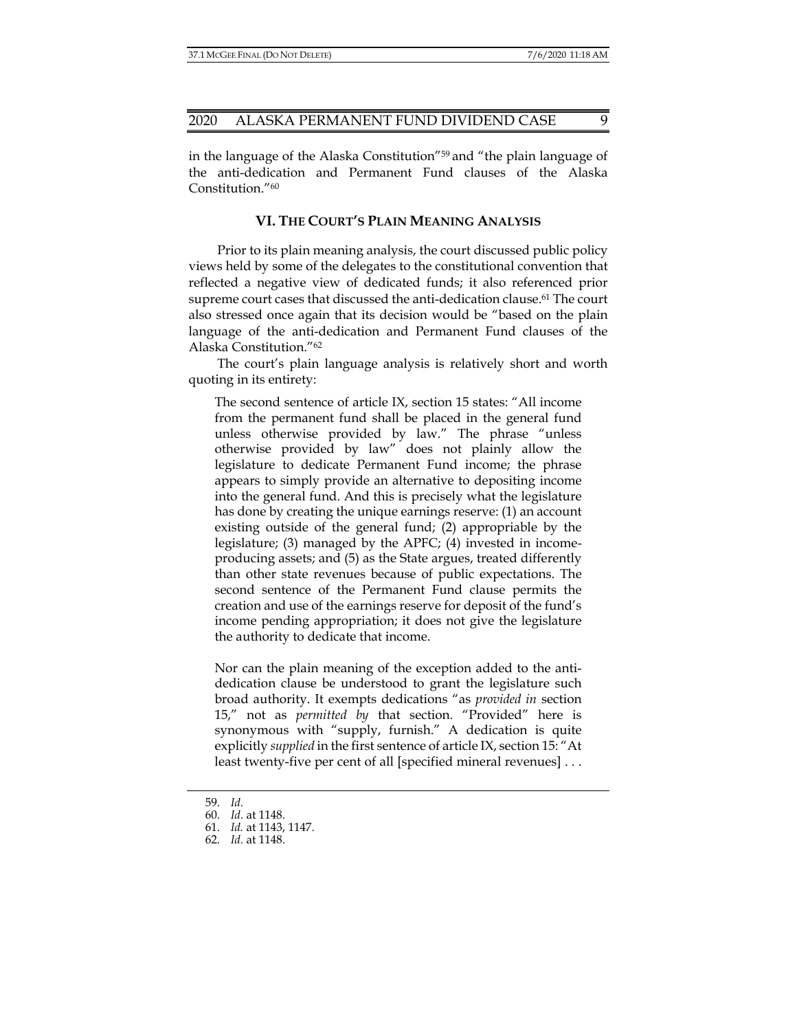in the language of the Alaska Constitution"[59] and "the plain language of the anti-dedication and Permanent Fund clauses of the Alaska Constitution."[60]

## VI. THE COURT'S PLAIN MEANING ANALYSIS

Prior to its plain meaning analysis, the court discussed public policy views held by some of the delegates to the constitutional convention that reflected a negative view of dedicated funds; it also referenced prior supreme court cases that discussed the anti-dedication clause.[61] The court also stressed once again that its decision would be "based on the plain language of the anti-dedication and Permanent Fund clauses of the Alaska Constitution."[62]

The court's plain language analysis is relatively short and worth quoting in its entirety:

> The second sentence of article IX, section 15 states: "All income from the permanent fund shall be placed in the general fund unless otherwise provided by law." The phrase "unless otherwise provided by law" does not plainly allow the legislature to dedicate Permanent Fund income; the phrase appears to simply provide an alternative to depositing income into the general fund. And this is precisely what the legislature has done by creating the unique earnings reserve: (1) an account existing outside of the general fund; (2) appropriable by the legislature; (3) managed by the APFC; (4) invested in income-producing assets; and (5) as the State argues, treated differently than other state revenues because of public expectations. The second sentence of the Permanent Fund clause permits the creation and use of the earnings reserve for deposit of the fund's income pending appropriation; it does not give the legislature the authority to dedicate that income.
>
> Nor can the plain meaning of the exception added to the anti-dedication clause be understood to grant the legislature such broad authority. It exempts dedications "as *provided in* section 15," not as *permitted by* that section. "Provided" here is synonymous with "supply, furnish." A dedication is quite explicitly *supplied* in the first sentence of article IX, section 15: "At least twenty-five per cent of all [specified mineral revenues] . . .

---

59. *Id.*
60. *Id.* at 1148.
61. *Id.* at 1143, 1147.
62. *Id.* at 1148.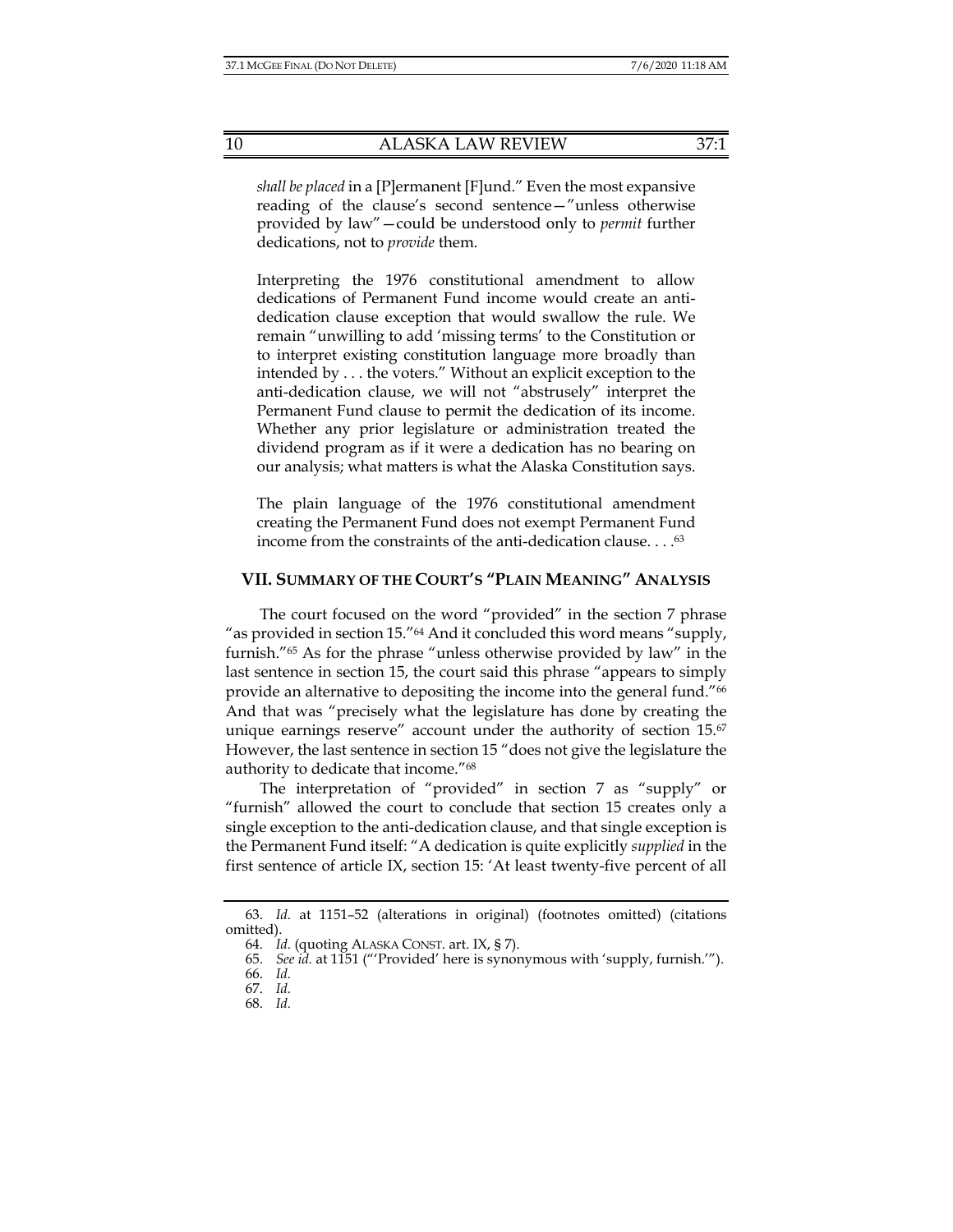*shall be placed* in a [P]ermanent [F]und." Even the most expansive reading of the clause's second sentence—"unless otherwise provided by law"—could be understood only to *permit* further dedications, not to *provide* them.

> Interpreting the 1976 constitutional amendment to allow dedications of Permanent Fund income would create an anti-dedication clause exception that would swallow the rule. We remain "unwilling to add 'missing terms' to the Constitution or to interpret existing constitution language more broadly than intended by . . . the voters." Without an explicit exception to the anti-dedication clause, we will not "abstrusely" interpret the Permanent Fund clause to permit the dedication of its income. Whether any prior legislature or administration treated the dividend program as if it were a dedication has no bearing on our analysis; what matters is what the Alaska Constitution says.
>
> The plain language of the 1976 constitutional amendment creating the Permanent Fund does not exempt Permanent Fund income from the constraints of the anti-dedication clause. . . .[63]

## VII. SUMMARY OF THE COURT'S "PLAIN MEANING" ANALYSIS

The court focused on the word "provided" in the section 7 phrase "as provided in section 15."[64] And it concluded this word means "supply, furnish."[65] As for the phrase "unless otherwise provided by law" in the last sentence in section 15, the court said this phrase "appears to simply provide an alternative to depositing the income into the general fund."[66] And that was "precisely what the legislature has done by creating the unique earnings reserve" account under the authority of section 15.[67] However, the last sentence in section 15 "does not give the legislature the authority to dedicate that income."[68]

The interpretation of "provided" in section 7 as "supply" or "furnish" allowed the court to conclude that section 15 creates only a single exception to the anti-dedication clause, and that single exception is the Permanent Fund itself: "A dedication is quite explicitly *supplied* in the first sentence of article IX, section 15: 'At least twenty-five percent of all

---

63. *Id.* at 1151–52 (alterations in original) (footnotes omitted) (citations omitted).

64. *Id.* (quoting ALASKA CONST. art. IX, § 7).

65. *See id.* at 1151 ("'Provided' here is synonymous with 'supply, furnish.'").

66. *Id.*

67. *Id.*

68. *Id.*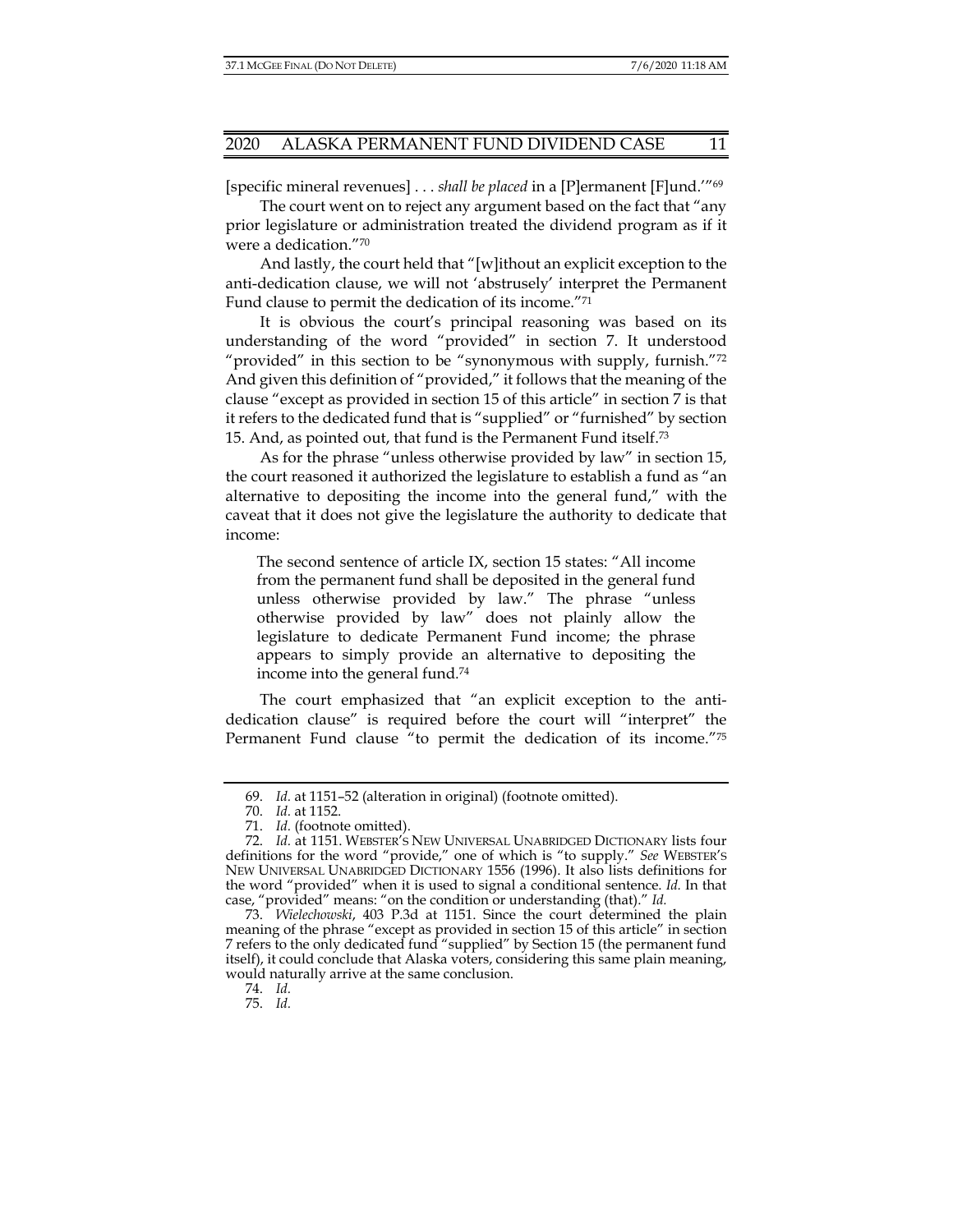[specific mineral revenues] . . . *shall be placed* in a [P]ermanent [F]und.'"[69]

The court went on to reject any argument based on the fact that "any prior legislature or administration treated the dividend program as if it were a dedication."[70]

And lastly, the court held that "[w]ithout an explicit exception to the anti-dedication clause, we will not 'abstrusely' interpret the Permanent Fund clause to permit the dedication of its income."[71]

It is obvious the court's principal reasoning was based on its understanding of the word "provided" in section 7. It understood "provided" in this section to be "synonymous with supply, furnish."[72] And given this definition of "provided," it follows that the meaning of the clause "except as provided in section 15 of this article" in section 7 is that it refers to the dedicated fund that is "supplied" or "furnished" by section 15. And, as pointed out, that fund is the Permanent Fund itself.[73]

As for the phrase "unless otherwise provided by law" in section 15, the court reasoned it authorized the legislature to establish a fund as "an alternative to depositing the income into the general fund," with the caveat that it does not give the legislature the authority to dedicate that income:

> The second sentence of article IX, section 15 states: "All income from the permanent fund shall be deposited in the general fund unless otherwise provided by law." The phrase "unless otherwise provided by law" does not plainly allow the legislature to dedicate Permanent Fund income; the phrase appears to simply provide an alternative to depositing the income into the general fund.[74]

The court emphasized that "an explicit exception to the anti-dedication clause" is required before the court will "interpret" the Permanent Fund clause "to permit the dedication of its income."[75]

---

69. *Id.* at 1151–52 (alteration in original) (footnote omitted).

70. *Id.* at 1152.

71. *Id.* (footnote omitted).

72. *Id.* at 1151. WEBSTER'S NEW UNIVERSAL UNABRIDGED DICTIONARY lists four definitions for the word "provide," one of which is "to supply." *See* WEBSTER'S NEW UNIVERSAL UNABRIDGED DICTIONARY 1556 (1996). It also lists definitions for the word "provided" when it is used to signal a conditional sentence. *Id.* In that case, "provided" means: "on the condition or understanding (that)." *Id.*

73. *Wielechowski*, 403 P.3d at 1151. Since the court determined the plain meaning of the phrase "except as provided in section 15 of this article" in section 7 refers to the only dedicated fund "supplied" by Section 15 (the permanent fund itself), it could conclude that Alaska voters, considering this same plain meaning, would naturally arrive at the same conclusion.

74. *Id.*

75. *Id.*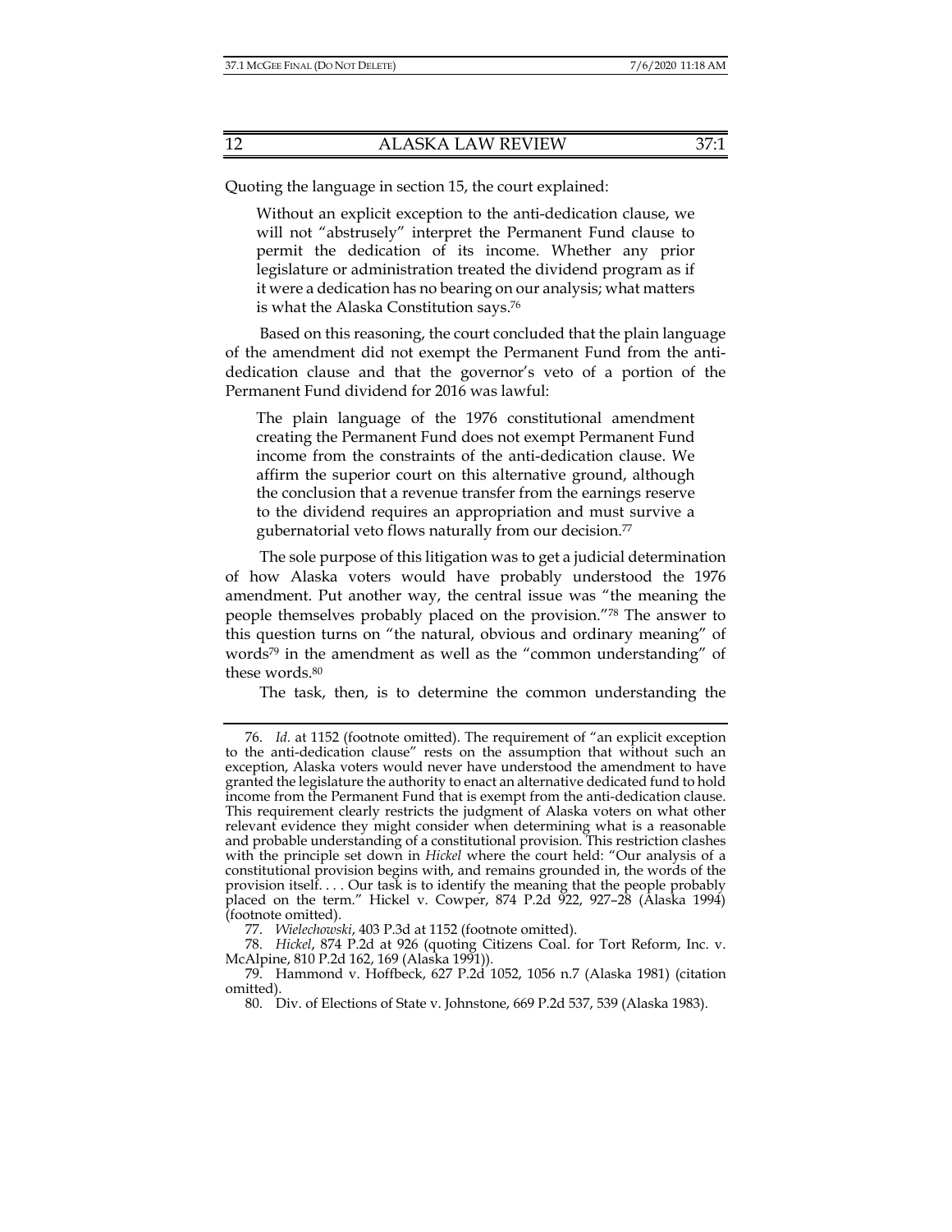Quoting the language in section 15, the court explained:

> Without an explicit exception to the anti-dedication clause, we will not "abstrusely" interpret the Permanent Fund clause to permit the dedication of its income. Whether any prior legislature or administration treated the dividend program as if it were a dedication has no bearing on our analysis; what matters is what the Alaska Constitution says.[76]

Based on this reasoning, the court concluded that the plain language of the amendment did not exempt the Permanent Fund from the anti-dedication clause and that the governor's veto of a portion of the Permanent Fund dividend for 2016 was lawful:

> The plain language of the 1976 constitutional amendment creating the Permanent Fund does not exempt Permanent Fund income from the constraints of the anti-dedication clause. We affirm the superior court on this alternative ground, although the conclusion that a revenue transfer from the earnings reserve to the dividend requires an appropriation and must survive a gubernatorial veto flows naturally from our decision.[77]

The sole purpose of this litigation was to get a judicial determination of how Alaska voters would have probably understood the 1976 amendment. Put another way, the central issue was "the meaning the people themselves probably placed on the provision."[78] The answer to this question turns on "the natural, obvious and ordinary meaning" of words[79] in the amendment as well as the "common understanding" of these words.[80]

The task, then, is to determine the common understanding the

---

76. *Id.* at 1152 (footnote omitted). The requirement of "an explicit exception to the anti-dedication clause" rests on the assumption that without such an exception, Alaska voters would never have understood the amendment to have granted the legislature the authority to enact an alternative dedicated fund to hold income from the Permanent Fund that is exempt from the anti-dedication clause. This requirement clearly restricts the judgment of Alaska voters on what other relevant evidence they might consider when determining what is a reasonable and probable understanding of a constitutional provision. This restriction clashes with the principle set down in *Hickel* where the court held: "Our analysis of a constitutional provision begins with, and remains grounded in, the words of the provision itself. . . . Our task is to identify the meaning that the people probably placed on the term." Hickel v. Cowper, 874 P.2d 922, 927–28 (Alaska 1994) (footnote omitted).

77. *Wielechowski*, 403 P.3d at 1152 (footnote omitted).

78. *Hickel*, 874 P.2d at 926 (quoting Citizens Coal. for Tort Reform, Inc. v. McAlpine, 810 P.2d 162, 169 (Alaska 1991)).

79. Hammond v. Hoffbeck, 627 P.2d 1052, 1056 n.7 (Alaska 1981) (citation omitted).

80. Div. of Elections of State v. Johnstone, 669 P.2d 537, 539 (Alaska 1983).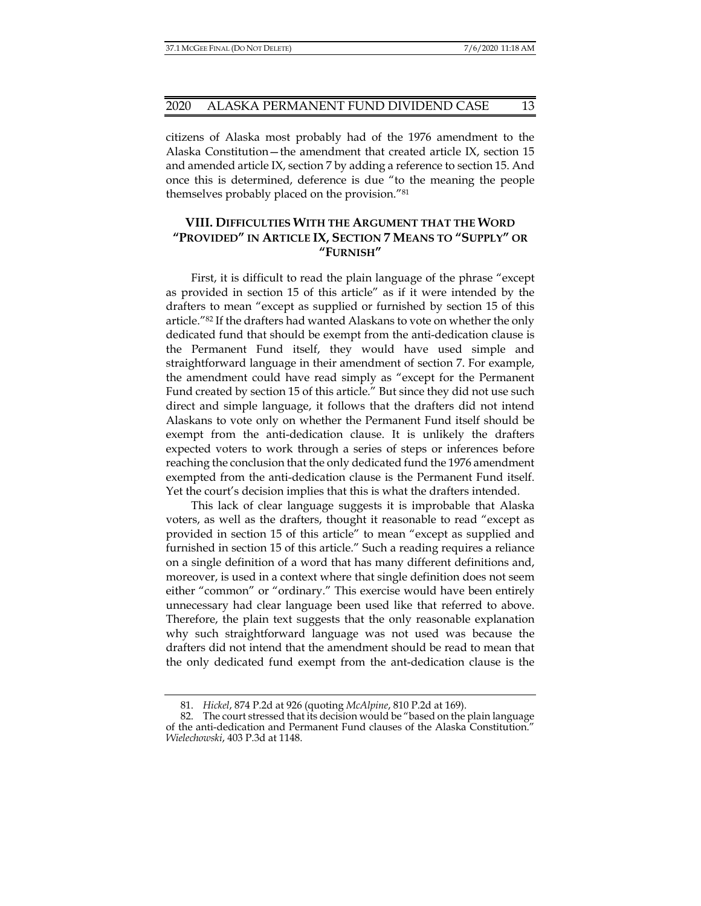citizens of Alaska most probably had of the 1976 amendment to the Alaska Constitution—the amendment that created article IX, section 15 and amended article IX, section 7 by adding a reference to section 15. And once this is determined, deference is due "to the meaning the people themselves probably placed on the provision."[81]

## VIII. DIFFICULTIES WITH THE ARGUMENT THAT THE WORD "PROVIDED" IN ARTICLE IX, SECTION 7 MEANS TO "SUPPLY" OR "FURNISH"

First, it is difficult to read the plain language of the phrase "except as provided in section 15 of this article" as if it were intended by the drafters to mean "except as supplied or furnished by section 15 of this article."[82] If the drafters had wanted Alaskans to vote on whether the only dedicated fund that should be exempt from the anti-dedication clause is the Permanent Fund itself, they would have used simple and straightforward language in their amendment of section 7. For example, the amendment could have read simply as "except for the Permanent Fund created by section 15 of this article." But since they did not use such direct and simple language, it follows that the drafters did not intend Alaskans to vote only on whether the Permanent Fund itself should be exempt from the anti-dedication clause. It is unlikely the drafters expected voters to work through a series of steps or inferences before reaching the conclusion that the only dedicated fund the 1976 amendment exempted from the anti-dedication clause is the Permanent Fund itself. Yet the court's decision implies that this is what the drafters intended.

This lack of clear language suggests it is improbable that Alaska voters, as well as the drafters, thought it reasonable to read "except as provided in section 15 of this article" to mean "except as supplied and furnished in section 15 of this article." Such a reading requires a reliance on a single definition of a word that has many different definitions and, moreover, is used in a context where that single definition does not seem either "common" or "ordinary." This exercise would have been entirely unnecessary had clear language been used like that referred to above. Therefore, the plain text suggests that the only reasonable explanation why such straightforward language was not used was because the drafters did not intend that the amendment should be read to mean that the only dedicated fund exempt from the ant-dedication clause is the

81. *Hickel*, 874 P.2d at 926 (quoting *McAlpine*, 810 P.2d at 169).

82. The court stressed that its decision would be "based on the plain language of the anti-dedication and Permanent Fund clauses of the Alaska Constitution." *Wielechowski*, 403 P.3d at 1148.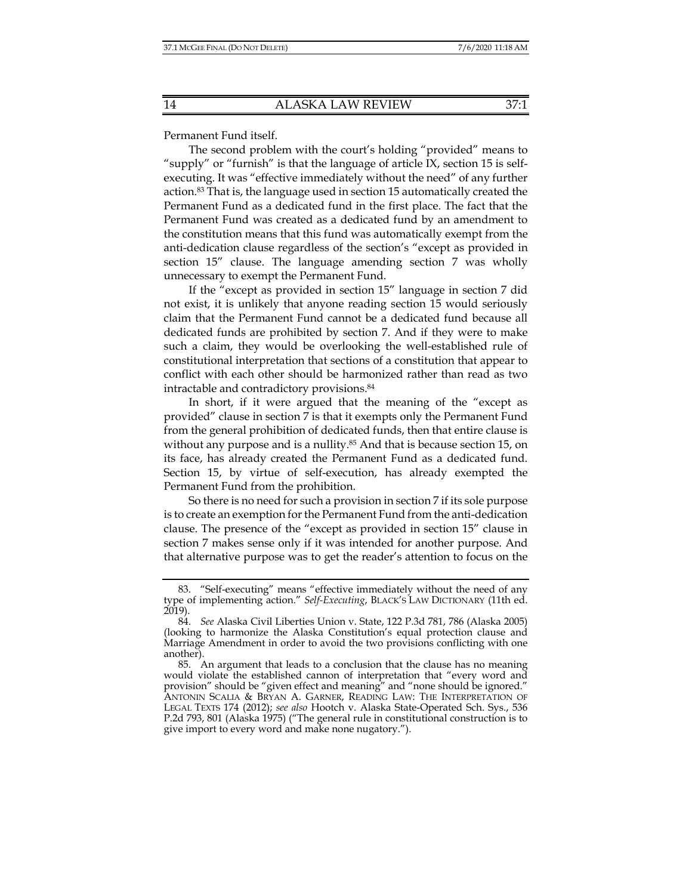Permanent Fund itself.

The second problem with the court's holding "provided" means to "supply" or "furnish" is that the language of article IX, section 15 is self-executing. It was "effective immediately without the need" of any further action.[83] That is, the language used in section 15 automatically created the Permanent Fund as a dedicated fund in the first place. The fact that the Permanent Fund was created as a dedicated fund by an amendment to the constitution means that this fund was automatically exempt from the anti-dedication clause regardless of the section's "except as provided in section 15" clause. The language amending section 7 was wholly unnecessary to exempt the Permanent Fund.

If the "except as provided in section 15" language in section 7 did not exist, it is unlikely that anyone reading section 15 would seriously claim that the Permanent Fund cannot be a dedicated fund because all dedicated funds are prohibited by section 7. And if they were to make such a claim, they would be overlooking the well-established rule of constitutional interpretation that sections of a constitution that appear to conflict with each other should be harmonized rather than read as two intractable and contradictory provisions.[84]

In short, if it were argued that the meaning of the "except as provided" clause in section 7 is that it exempts only the Permanent Fund from the general prohibition of dedicated funds, then that entire clause is without any purpose and is a nullity.[85] And that is because section 15, on its face, has already created the Permanent Fund as a dedicated fund. Section 15, by virtue of self-execution, has already exempted the Permanent Fund from the prohibition.

So there is no need for such a provision in section 7 if its sole purpose is to create an exemption for the Permanent Fund from the anti-dedication clause. The presence of the "except as provided in section 15" clause in section 7 makes sense only if it was intended for another purpose. And that alternative purpose was to get the reader's attention to focus on the

---

83. "Self-executing" means "effective immediately without the need of any type of implementing action." *Self-Executing*, BLACK'S LAW DICTIONARY (11th ed. 2019).

84. *See* Alaska Civil Liberties Union v. State, 122 P.3d 781, 786 (Alaska 2005) (looking to harmonize the Alaska Constitution's equal protection clause and Marriage Amendment in order to avoid the two provisions conflicting with one another).

85. An argument that leads to a conclusion that the clause has no meaning would violate the established cannon of interpretation that "every word and provision" should be "given effect and meaning" and "none should be ignored." ANTONIN SCALIA & BRYAN A. GARNER, READING LAW: THE INTERPRETATION OF LEGAL TEXTS 174 (2012); *see also* Hootch v. Alaska State-Operated Sch. Sys., 536 P.2d 793, 801 (Alaska 1975) ("The general rule in constitutional construction is to give import to every word and make none nugatory.").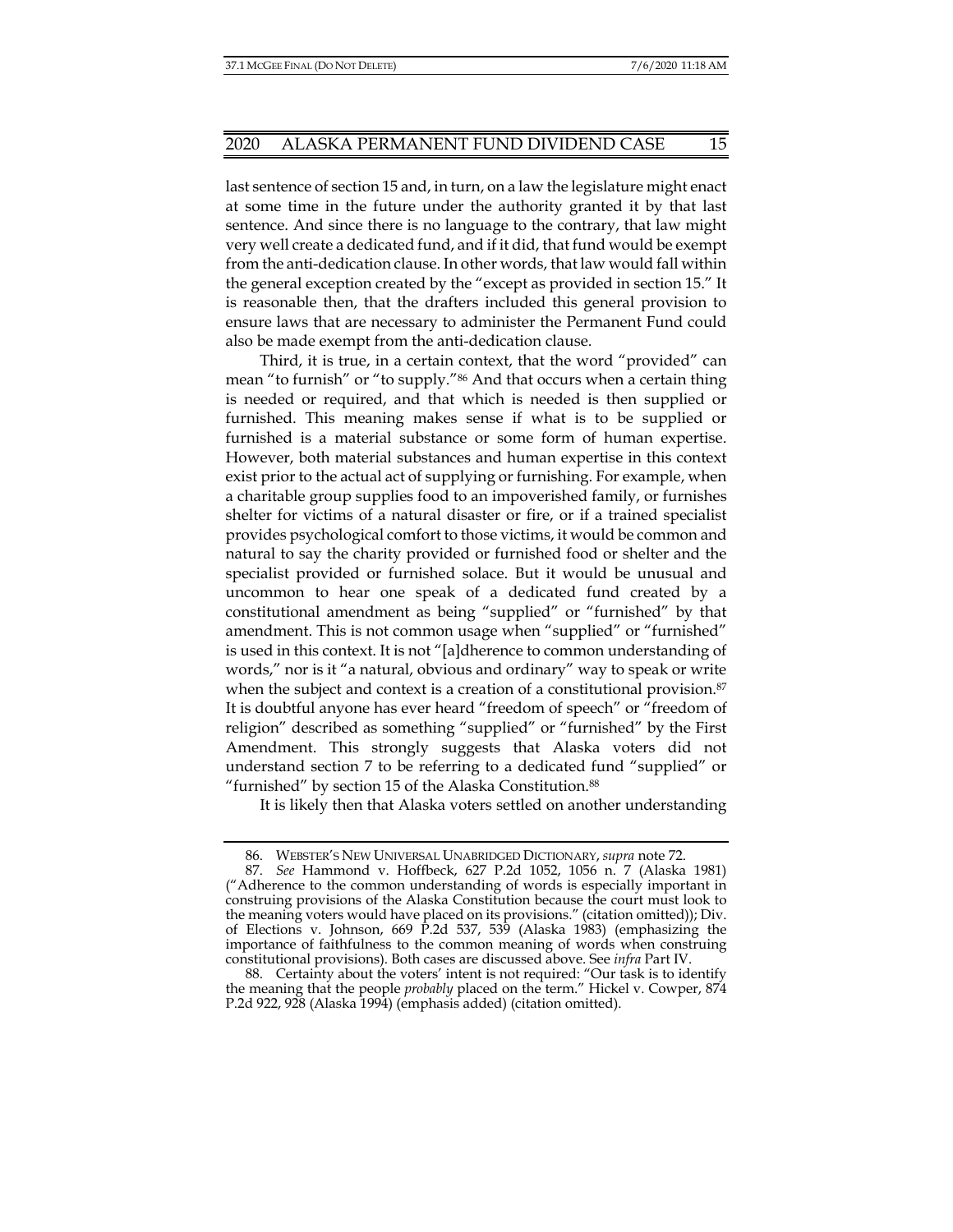last sentence of section 15 and, in turn, on a law the legislature might enact at some time in the future under the authority granted it by that last sentence. And since there is no language to the contrary, that law might very well create a dedicated fund, and if it did, that fund would be exempt from the anti-dedication clause. In other words, that law would fall within the general exception created by the "except as provided in section 15." It is reasonable then, that the drafters included this general provision to ensure laws that are necessary to administer the Permanent Fund could also be made exempt from the anti-dedication clause.

Third, it is true, in a certain context, that the word "provided" can mean "to furnish" or "to supply."[86] And that occurs when a certain thing is needed or required, and that which is needed is then supplied or furnished. This meaning makes sense if what is to be supplied or furnished is a material substance or some form of human expertise. However, both material substances and human expertise in this context exist prior to the actual act of supplying or furnishing. For example, when a charitable group supplies food to an impoverished family, or furnishes shelter for victims of a natural disaster or fire, or if a trained specialist provides psychological comfort to those victims, it would be common and natural to say the charity provided or furnished food or shelter and the specialist provided or furnished solace. But it would be unusual and uncommon to hear one speak of a dedicated fund created by a constitutional amendment as being "supplied" or "furnished" by that amendment. This is not common usage when "supplied" or "furnished" is used in this context. It is not "[a]dherence to common understanding of words," nor is it "a natural, obvious and ordinary" way to speak or write when the subject and context is a creation of a constitutional provision.[87] It is doubtful anyone has ever heard "freedom of speech" or "freedom of religion" described as something "supplied" or "furnished" by the First Amendment. This strongly suggests that Alaska voters did not understand section 7 to be referring to a dedicated fund "supplied" or "furnished" by section 15 of the Alaska Constitution.[88]

It is likely then that Alaska voters settled on another understanding

---

86. WEBSTER'S NEW UNIVERSAL UNABRIDGED DICTIONARY, *supra* note 72.

87. *See* Hammond v. Hoffbeck, 627 P.2d 1052, 1056 n. 7 (Alaska 1981) ("Adherence to the common understanding of words is especially important in construing provisions of the Alaska Constitution because the court must look to the meaning voters would have placed on its provisions." (citation omitted)); Div. of Elections v. Johnson, 669 P.2d 537, 539 (Alaska 1983) (emphasizing the importance of faithfulness to the common meaning of words when construing constitutional provisions). Both cases are discussed above. See *infra* Part IV.

88. Certainty about the voters' intent is not required: "Our task is to identify the meaning that the people *probably* placed on the term." Hickel v. Cowper, 874 P.2d 922, 928 (Alaska 1994) (emphasis added) (citation omitted).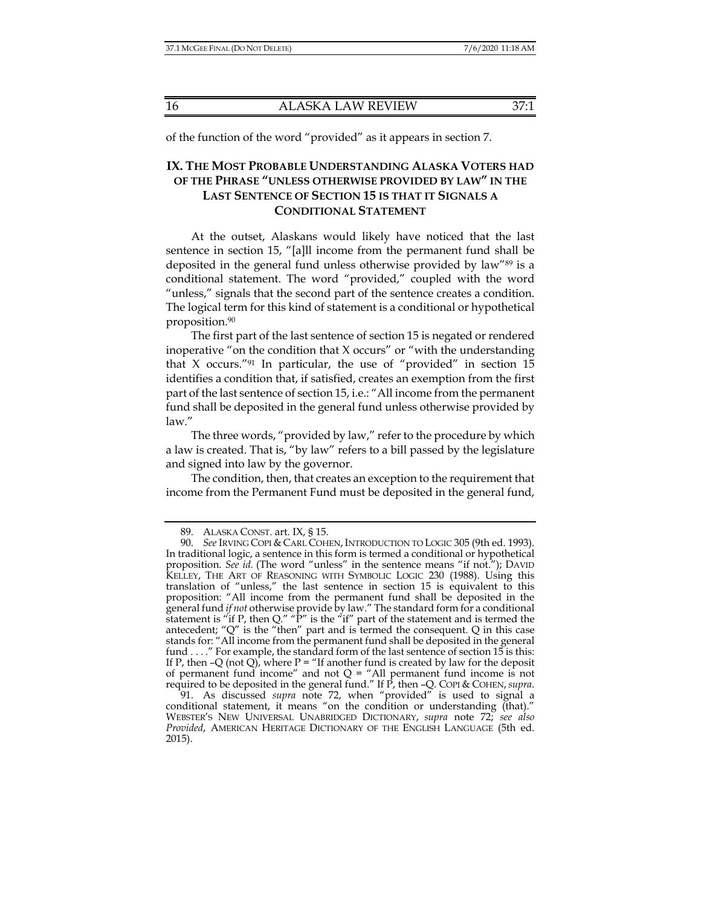of the function of the word "provided" as it appears in section 7.

## IX. THE MOST PROBABLE UNDERSTANDING ALASKA VOTERS HAD OF THE PHRASE "UNLESS OTHERWISE PROVIDED BY LAW" IN THE LAST SENTENCE OF SECTION 15 IS THAT IT SIGNALS A CONDITIONAL STATEMENT

At the outset, Alaskans would likely have noticed that the last sentence in section 15, "[a]ll income from the permanent fund shall be deposited in the general fund unless otherwise provided by law"[89] is a conditional statement. The word "provided," coupled with the word "unless," signals that the second part of the sentence creates a condition. The logical term for this kind of statement is a conditional or hypothetical proposition.[90]

The first part of the last sentence of section 15 is negated or rendered inoperative "on the condition that X occurs" or "with the understanding that X occurs."[91] In particular, the use of "provided" in section 15 identifies a condition that, if satisfied, creates an exemption from the first part of the last sentence of section 15, i.e.: "All income from the permanent fund shall be deposited in the general fund unless otherwise provided by law."

The three words, "provided by law," refer to the procedure by which a law is created. That is, "by law" refers to a bill passed by the legislature and signed into law by the governor.

The condition, then, that creates an exception to the requirement that income from the Permanent Fund must be deposited in the general fund,

---

89. ALASKA CONST. art. IX, § 15.

90. *See* IRVING COPI & CARL COHEN, INTRODUCTION TO LOGIC 305 (9th ed. 1993). In traditional logic, a sentence in this form is termed a conditional or hypothetical proposition. *See id.* (The word "unless" in the sentence means "if not."); DAVID KELLEY, THE ART OF REASONING WITH SYMBOLIC LOGIC 230 (1988). Using this translation of "unless," the last sentence in section 15 is equivalent to this proposition: "All income from the permanent fund shall be deposited in the general fund *if not* otherwise provide by law." The standard form for a conditional statement is "if P, then Q." "P" is the "if" part of the statement and is termed the antecedent; "Q" is the "then" part and is termed the consequent. Q in this case stands for: "All income from the permanent fund shall be deposited in the general fund . . . ." For example, the standard form of the last sentence of section 15 is this: If P, then –Q (not Q), where P = "If another fund is created by law for the deposit of permanent fund income" and not Q = "All permanent fund income is not required to be deposited in the general fund." If P, then –Q. COPI & COHEN, *supra*.

91. As discussed *supra* note 72, when "provided" is used to signal a conditional statement, it means "on the condition or understanding (that)." WEBSTER'S NEW UNIVERSAL UNABRIDGED DICTIONARY, *supra* note 72; *see also* *Provided*, AMERICAN HERITAGE DICTIONARY OF THE ENGLISH LANGUAGE (5th ed. 2015).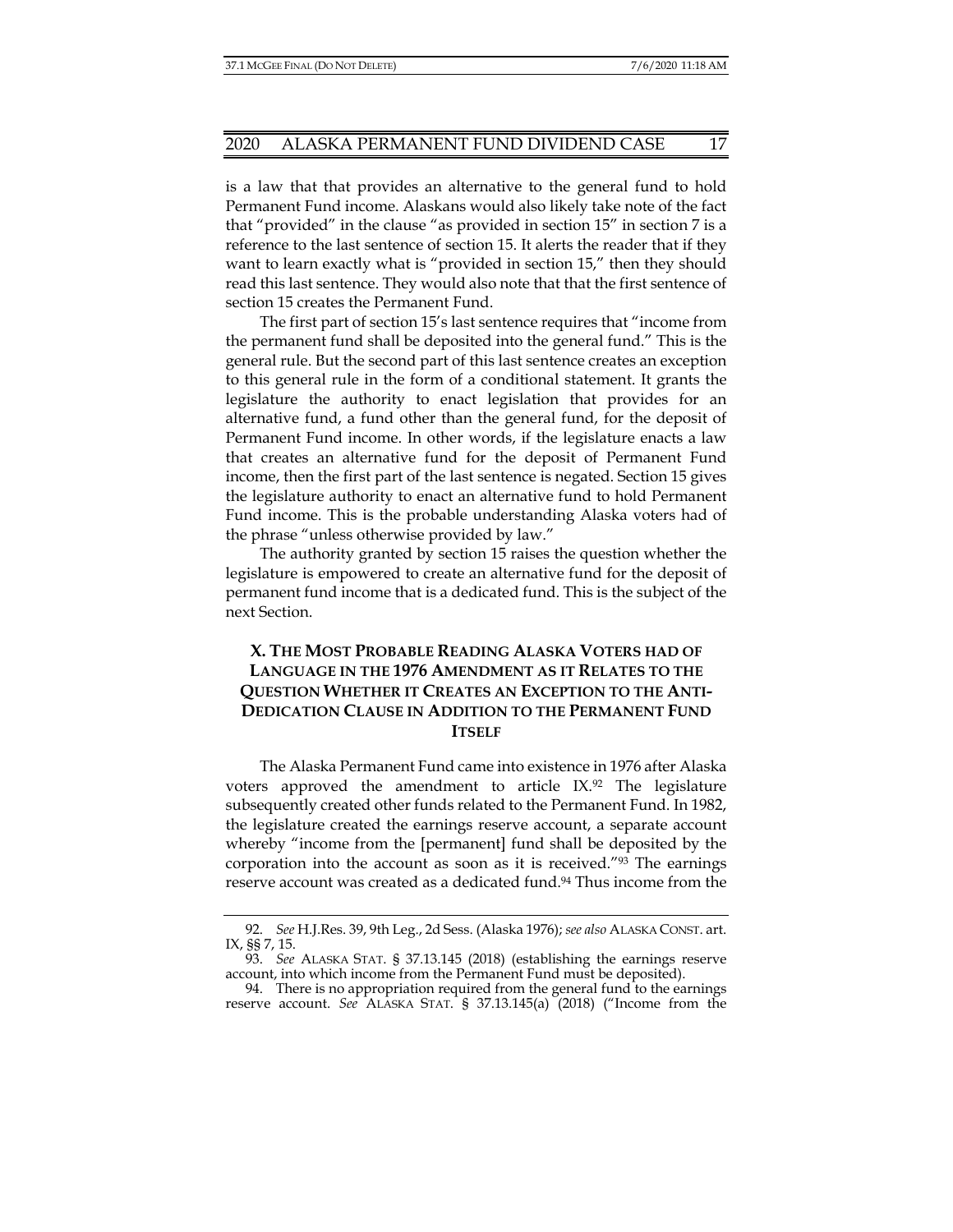is a law that that provides an alternative to the general fund to hold Permanent Fund income. Alaskans would also likely take note of the fact that "provided" in the clause "as provided in section 15" in section 7 is a reference to the last sentence of section 15. It alerts the reader that if they want to learn exactly what is "provided in section 15," then they should read this last sentence. They would also note that that the first sentence of section 15 creates the Permanent Fund.

The first part of section 15's last sentence requires that "income from the permanent fund shall be deposited into the general fund." This is the general rule. But the second part of this last sentence creates an exception to this general rule in the form of a conditional statement. It grants the legislature the authority to enact legislation that provides for an alternative fund, a fund other than the general fund, for the deposit of Permanent Fund income. In other words, if the legislature enacts a law that creates an alternative fund for the deposit of Permanent Fund income, then the first part of the last sentence is negated. Section 15 gives the legislature authority to enact an alternative fund to hold Permanent Fund income. This is the probable understanding Alaska voters had of the phrase "unless otherwise provided by law."

The authority granted by section 15 raises the question whether the legislature is empowered to create an alternative fund for the deposit of permanent fund income that is a dedicated fund. This is the subject of the next Section.

## X. The Most Probable Reading Alaska Voters had of Language in the 1976 Amendment as it Relates to the Question Whether it Creates an Exception to the Anti-Dedication Clause in Addition to the Permanent Fund Itself

The Alaska Permanent Fund came into existence in 1976 after Alaska voters approved the amendment to article IX.[92] The legislature subsequently created other funds related to the Permanent Fund. In 1982, the legislature created the earnings reserve account, a separate account whereby "income from the [permanent] fund shall be deposited by the corporation into the account as soon as it is received."[93] The earnings reserve account was created as a dedicated fund.[94] Thus income from the

---

92. *See* H.J.Res. 39, 9th Leg., 2d Sess. (Alaska 1976); *see also* ALASKA CONST. art. IX, §§ 7, 15.

93. *See* ALASKA STAT. § 37.13.145 (2018) (establishing the earnings reserve account, into which income from the Permanent Fund must be deposited).

94. There is no appropriation required from the general fund to the earnings reserve account. *See* ALASKA STAT. § 37.13.145(a) (2018) ("Income from the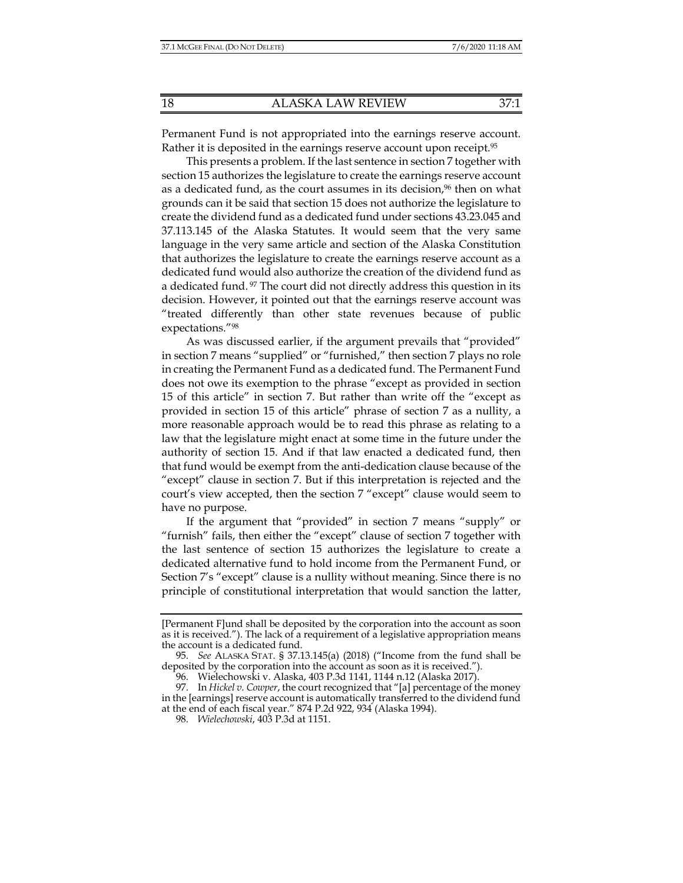Permanent Fund is not appropriated into the earnings reserve account. Rather it is deposited in the earnings reserve account upon receipt.[95]

This presents a problem. If the last sentence in section 7 together with section 15 authorizes the legislature to create the earnings reserve account as a dedicated fund, as the court assumes in its decision,[96] then on what grounds can it be said that section 15 does not authorize the legislature to create the dividend fund as a dedicated fund under sections 43.23.045 and 37.113.145 of the Alaska Statutes. It would seem that the very same language in the very same article and section of the Alaska Constitution that authorizes the legislature to create the earnings reserve account as a dedicated fund would also authorize the creation of the dividend fund as a dedicated fund. [97] The court did not directly address this question in its decision. However, it pointed out that the earnings reserve account was "treated differently than other state revenues because of public expectations."[98]

As was discussed earlier, if the argument prevails that "provided" in section 7 means "supplied" or "furnished," then section 7 plays no role in creating the Permanent Fund as a dedicated fund. The Permanent Fund does not owe its exemption to the phrase "except as provided in section 15 of this article" in section 7. But rather than write off the "except as provided in section 15 of this article" phrase of section 7 as a nullity, a more reasonable approach would be to read this phrase as relating to a law that the legislature might enact at some time in the future under the authority of section 15. And if that law enacted a dedicated fund, then that fund would be exempt from the anti-dedication clause because of the "except" clause in section 7. But if this interpretation is rejected and the court's view accepted, then the section 7 "except" clause would seem to have no purpose.

If the argument that "provided" in section 7 means "supply" or "furnish" fails, then either the "except" clause of section 7 together with the last sentence of section 15 authorizes the legislature to create a dedicated alternative fund to hold income from the Permanent Fund, or Section 7's "except" clause is a nullity without meaning. Since there is no principle of constitutional interpretation that would sanction the latter,

---

[Permanent F]und shall be deposited by the corporation into the account as soon as it is received."). The lack of a requirement of a legislative appropriation means the account is a dedicated fund.

95. *See* ALASKA STAT. § 37.13.145(a) (2018) ("Income from the fund shall be deposited by the corporation into the account as soon as it is received.").

96. Wielechowski v. Alaska, 403 P.3d 1141, 1144 n.12 (Alaska 2017).

97. In *Hickel v. Cowper*, the court recognized that "[a] percentage of the money in the [earnings] reserve account is automatically transferred to the dividend fund at the end of each fiscal year." 874 P.2d 922, 934 (Alaska 1994).

98. *Wielechowski*, 403 P.3d at 1151.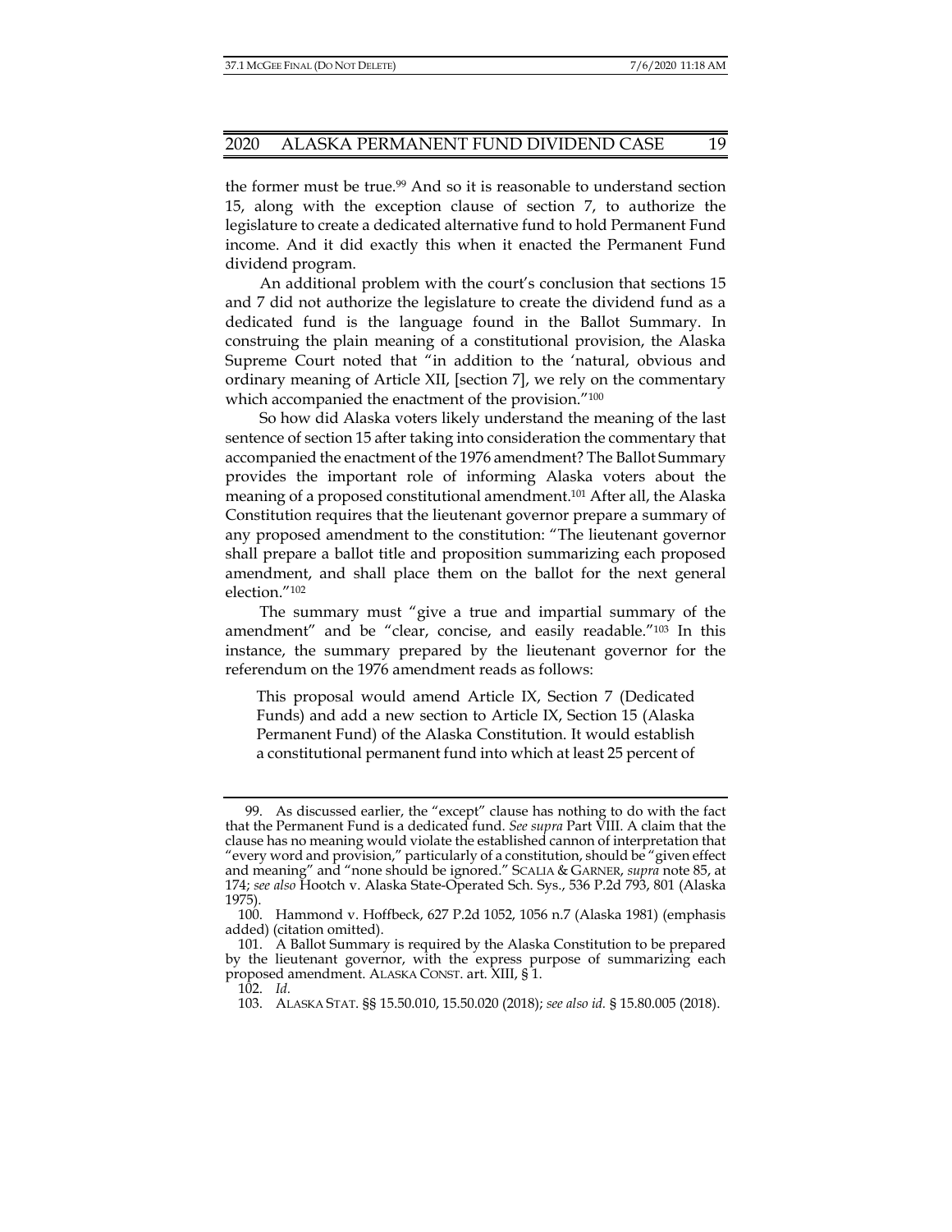the former must be true.[99] And so it is reasonable to understand section 15, along with the exception clause of section 7, to authorize the legislature to create a dedicated alternative fund to hold Permanent Fund income. And it did exactly this when it enacted the Permanent Fund dividend program.

An additional problem with the court's conclusion that sections 15 and 7 did not authorize the legislature to create the dividend fund as a dedicated fund is the language found in the Ballot Summary. In construing the plain meaning of a constitutional provision, the Alaska Supreme Court noted that "in addition to the 'natural, obvious and ordinary meaning of Article XII, [section 7], we rely on the commentary which accompanied the enactment of the provision."[100]

So how did Alaska voters likely understand the meaning of the last sentence of section 15 after taking into consideration the commentary that accompanied the enactment of the 1976 amendment? The Ballot Summary provides the important role of informing Alaska voters about the meaning of a proposed constitutional amendment.[101] After all, the Alaska Constitution requires that the lieutenant governor prepare a summary of any proposed amendment to the constitution: "The lieutenant governor shall prepare a ballot title and proposition summarizing each proposed amendment, and shall place them on the ballot for the next general election."[102]

The summary must "give a true and impartial summary of the amendment" and be "clear, concise, and easily readable."[103] In this instance, the summary prepared by the lieutenant governor for the referendum on the 1976 amendment reads as follows:

> This proposal would amend Article IX, Section 7 (Dedicated Funds) and add a new section to Article IX, Section 15 (Alaska Permanent Fund) of the Alaska Constitution. It would establish a constitutional permanent fund into which at least 25 percent of

---

99. As discussed earlier, the "except" clause has nothing to do with the fact that the Permanent Fund is a dedicated fund. *See supra* Part VIII. A claim that the clause has no meaning would violate the established cannon of interpretation that "every word and provision," particularly of a constitution, should be "given effect and meaning" and "none should be ignored." SCALIA & GARNER, *supra* note 85, at 174; *see also* Hootch v. Alaska State-Operated Sch. Sys., 536 P.2d 793, 801 (Alaska 1975).

100. Hammond v. Hoffbeck, 627 P.2d 1052, 1056 n.7 (Alaska 1981) (emphasis added) (citation omitted).

101. A Ballot Summary is required by the Alaska Constitution to be prepared by the lieutenant governor, with the express purpose of summarizing each proposed amendment. ALASKA CONST. art. XIII, § 1.

102. *Id.*

103. ALASKA STAT. §§ 15.50.010, 15.50.020 (2018); *see also id.* § 15.80.005 (2018).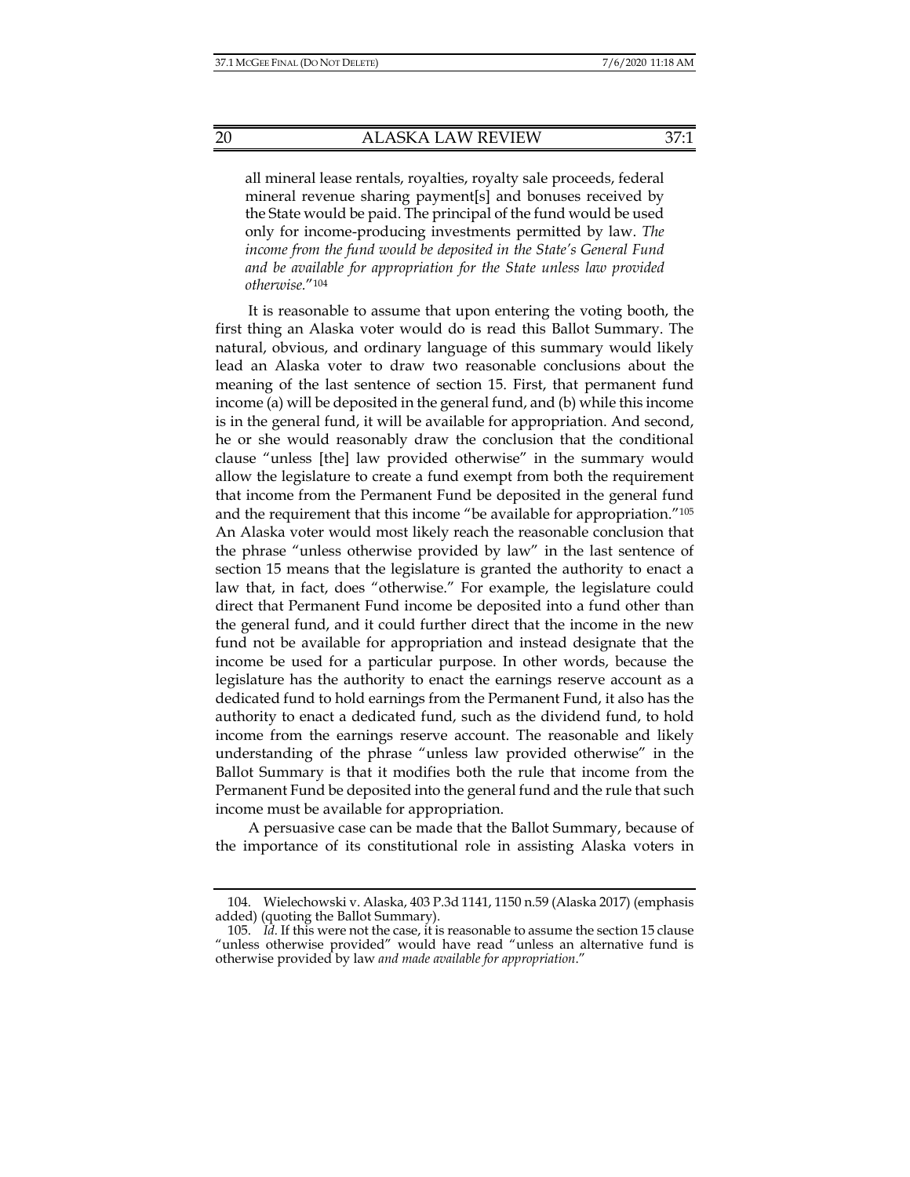all mineral lease rentals, royalties, royalty sale proceeds, federal mineral revenue sharing payment[s] and bonuses received by the State would be paid. The principal of the fund would be used only for income-producing investments permitted by law. *The income from the fund would be deposited in the State's General Fund and be available for appropriation for the State unless law provided otherwise.*"[104]

It is reasonable to assume that upon entering the voting booth, the first thing an Alaska voter would do is read this Ballot Summary. The natural, obvious, and ordinary language of this summary would likely lead an Alaska voter to draw two reasonable conclusions about the meaning of the last sentence of section 15. First, that permanent fund income (a) will be deposited in the general fund, and (b) while this income is in the general fund, it will be available for appropriation. And second, he or she would reasonably draw the conclusion that the conditional clause "unless [the] law provided otherwise" in the summary would allow the legislature to create a fund exempt from both the requirement that income from the Permanent Fund be deposited in the general fund and the requirement that this income "be available for appropriation."[105] An Alaska voter would most likely reach the reasonable conclusion that the phrase "unless otherwise provided by law" in the last sentence of section 15 means that the legislature is granted the authority to enact a law that, in fact, does "otherwise." For example, the legislature could direct that Permanent Fund income be deposited into a fund other than the general fund, and it could further direct that the income in the new fund not be available for appropriation and instead designate that the income be used for a particular purpose. In other words, because the legislature has the authority to enact the earnings reserve account as a dedicated fund to hold earnings from the Permanent Fund, it also has the authority to enact a dedicated fund, such as the dividend fund, to hold income from the earnings reserve account. The reasonable and likely understanding of the phrase "unless law provided otherwise" in the Ballot Summary is that it modifies both the rule that income from the Permanent Fund be deposited into the general fund and the rule that such income must be available for appropriation.

A persuasive case can be made that the Ballot Summary, because of the importance of its constitutional role in assisting Alaska voters in

---

104. Wielechowski v. Alaska, 403 P.3d 1141, 1150 n.59 (Alaska 2017) (emphasis added) (quoting the Ballot Summary).

105. *Id.* If this were not the case, it is reasonable to assume the section 15 clause "unless otherwise provided" would have read "unless an alternative fund is otherwise provided by law *and made available for appropriation*."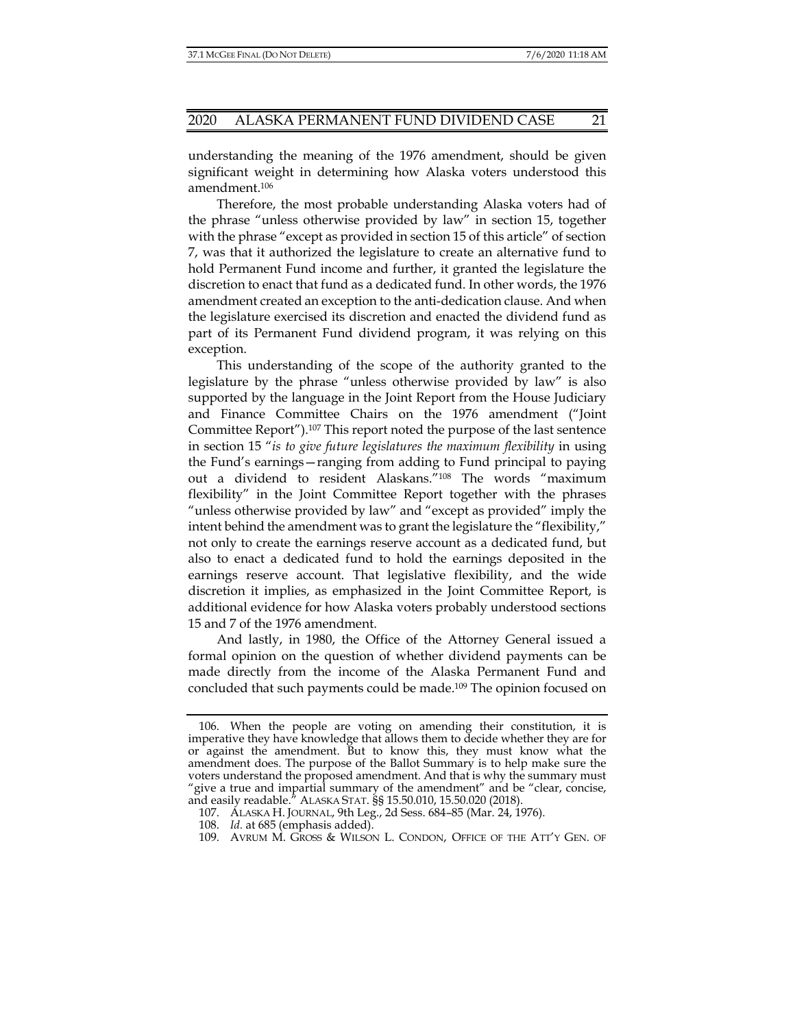understanding the meaning of the 1976 amendment, should be given significant weight in determining how Alaska voters understood this amendment.[106]

Therefore, the most probable understanding Alaska voters had of the phrase "unless otherwise provided by law" in section 15, together with the phrase "except as provided in section 15 of this article" of section 7, was that it authorized the legislature to create an alternative fund to hold Permanent Fund income and further, it granted the legislature the discretion to enact that fund as a dedicated fund. In other words, the 1976 amendment created an exception to the anti-dedication clause. And when the legislature exercised its discretion and enacted the dividend fund as part of its Permanent Fund dividend program, it was relying on this exception.

This understanding of the scope of the authority granted to the legislature by the phrase "unless otherwise provided by law" is also supported by the language in the Joint Report from the House Judiciary and Finance Committee Chairs on the 1976 amendment ("Joint Committee Report").[107] This report noted the purpose of the last sentence in section 15 "*is to give future legislatures the maximum flexibility* in using the Fund's earnings—ranging from adding to Fund principal to paying out a dividend to resident Alaskans."[108] The words "maximum flexibility" in the Joint Committee Report together with the phrases "unless otherwise provided by law" and "except as provided" imply the intent behind the amendment was to grant the legislature the "flexibility," not only to create the earnings reserve account as a dedicated fund, but also to enact a dedicated fund to hold the earnings deposited in the earnings reserve account. That legislative flexibility, and the wide discretion it implies, as emphasized in the Joint Committee Report, is additional evidence for how Alaska voters probably understood sections 15 and 7 of the 1976 amendment.

And lastly, in 1980, the Office of the Attorney General issued a formal opinion on the question of whether dividend payments can be made directly from the income of the Alaska Permanent Fund and concluded that such payments could be made.[109] The opinion focused on

---

106. When the people are voting on amending their constitution, it is imperative they have knowledge that allows them to decide whether they are for or against the amendment. But to know this, they must know what the amendment does. The purpose of the Ballot Summary is to help make sure the voters understand the proposed amendment. And that is why the summary must "give a true and impartial summary of the amendment" and be "clear, concise, and easily readable." ALASKA STAT. §§ 15.50.010, 15.50.020 (2018).

107. ALASKA H. JOURNAL, 9th Leg., 2d Sess. 684–85 (Mar. 24, 1976).

108. *Id.* at 685 (emphasis added).

109. AVRUM M. GROSS & WILSON L. CONDON, OFFICE OF THE ATT'Y GEN. OF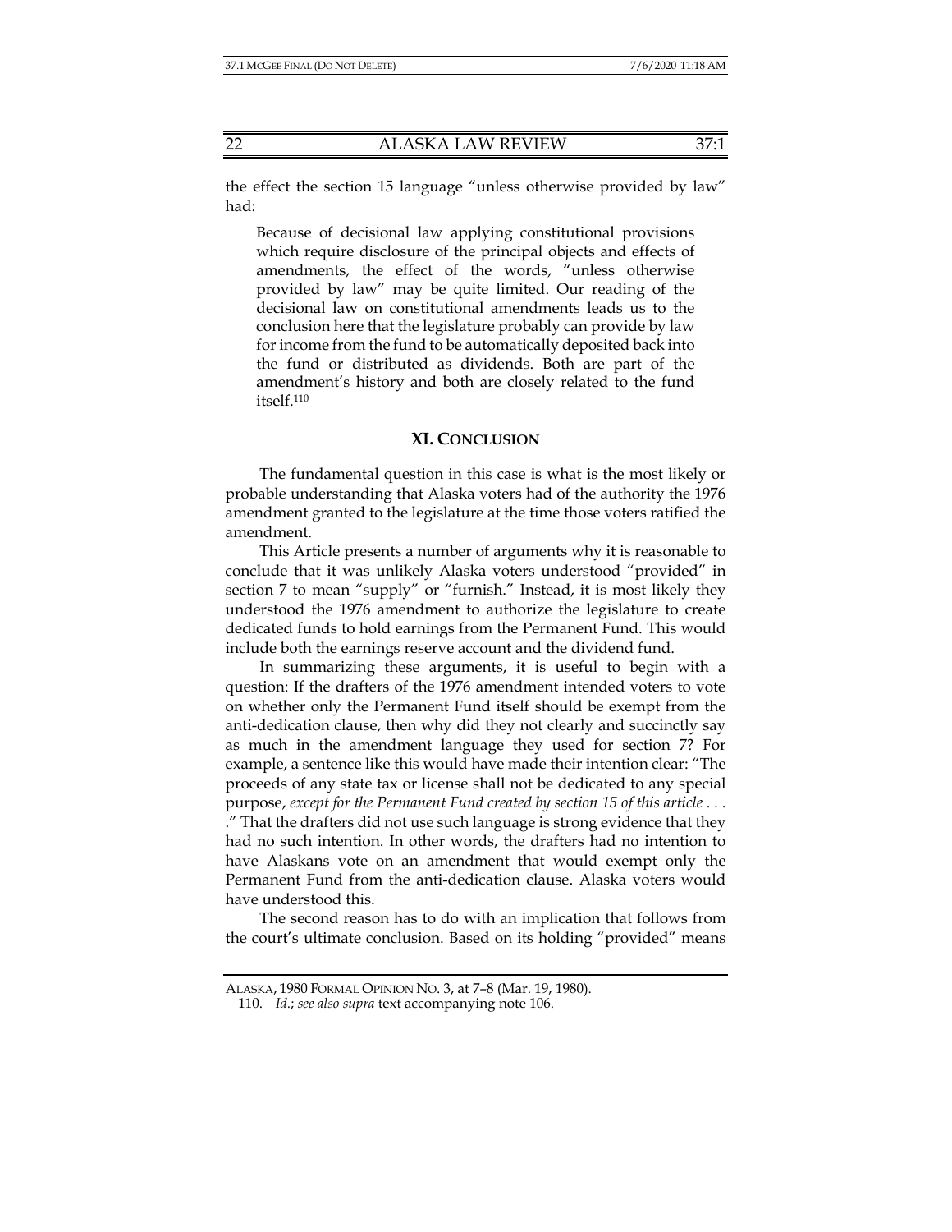the effect the section 15 language "unless otherwise provided by law" had:

> Because of decisional law applying constitutional provisions which require disclosure of the principal objects and effects of amendments, the effect of the words, "unless otherwise provided by law" may be quite limited. Our reading of the decisional law on constitutional amendments leads us to the conclusion here that the legislature probably can provide by law for income from the fund to be automatically deposited back into the fund or distributed as dividends. Both are part of the amendment's history and both are closely related to the fund itself.[110]

## XI. CONCLUSION

The fundamental question in this case is what is the most likely or probable understanding that Alaska voters had of the authority the 1976 amendment granted to the legislature at the time those voters ratified the amendment.

This Article presents a number of arguments why it is reasonable to conclude that it was unlikely Alaska voters understood "provided" in section 7 to mean "supply" or "furnish." Instead, it is most likely they understood the 1976 amendment to authorize the legislature to create dedicated funds to hold earnings from the Permanent Fund. This would include both the earnings reserve account and the dividend fund.

In summarizing these arguments, it is useful to begin with a question: If the drafters of the 1976 amendment intended voters to vote on whether only the Permanent Fund itself should be exempt from the anti-dedication clause, then why did they not clearly and succinctly say as much in the amendment language they used for section 7? For example, a sentence like this would have made their intention clear: "The proceeds of any state tax or license shall not be dedicated to any special purpose, *except for the Permanent Fund created by section 15 of this article* . . . ." That the drafters did not use such language is strong evidence that they had no such intention. In other words, the drafters had no intention to have Alaskans vote on an amendment that would exempt only the Permanent Fund from the anti-dedication clause. Alaska voters would have understood this.

The second reason has to do with an implication that follows from the court's ultimate conclusion. Based on its holding "provided" means

---

ALASKA, 1980 FORMAL OPINION NO. 3, at 7–8 (Mar. 19, 1980).

110. *Id.*; *see also supra* text accompanying note 106.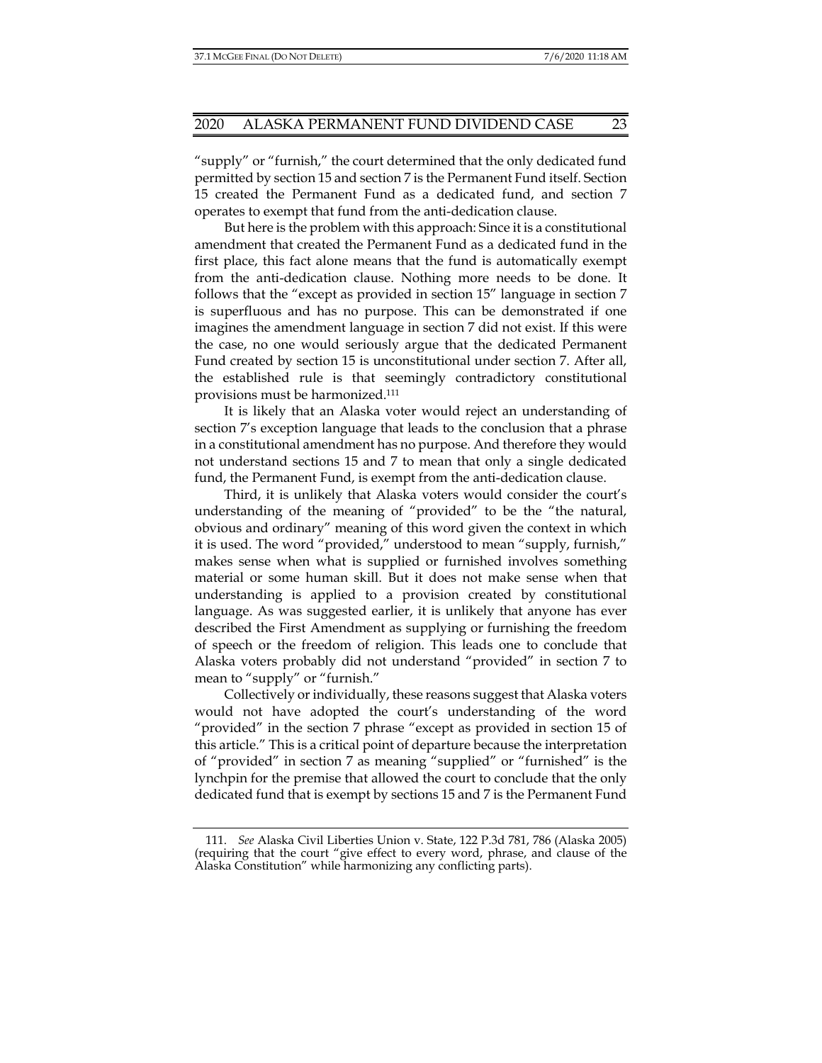"supply" or "furnish," the court determined that the only dedicated fund permitted by section 15 and section 7 is the Permanent Fund itself. Section 15 created the Permanent Fund as a dedicated fund, and section 7 operates to exempt that fund from the anti-dedication clause.

But here is the problem with this approach: Since it is a constitutional amendment that created the Permanent Fund as a dedicated fund in the first place, this fact alone means that the fund is automatically exempt from the anti-dedication clause. Nothing more needs to be done. It follows that the "except as provided in section 15" language in section 7 is superfluous and has no purpose. This can be demonstrated if one imagines the amendment language in section 7 did not exist. If this were the case, no one would seriously argue that the dedicated Permanent Fund created by section 15 is unconstitutional under section 7. After all, the established rule is that seemingly contradictory constitutional provisions must be harmonized.[111]

It is likely that an Alaska voter would reject an understanding of section 7's exception language that leads to the conclusion that a phrase in a constitutional amendment has no purpose. And therefore they would not understand sections 15 and 7 to mean that only a single dedicated fund, the Permanent Fund, is exempt from the anti-dedication clause.

Third, it is unlikely that Alaska voters would consider the court's understanding of the meaning of "provided" to be the "the natural, obvious and ordinary" meaning of this word given the context in which it is used. The word "provided," understood to mean "supply, furnish," makes sense when what is supplied or furnished involves something material or some human skill. But it does not make sense when that understanding is applied to a provision created by constitutional language. As was suggested earlier, it is unlikely that anyone has ever described the First Amendment as supplying or furnishing the freedom of speech or the freedom of religion. This leads one to conclude that Alaska voters probably did not understand "provided" in section 7 to mean to "supply" or "furnish."

Collectively or individually, these reasons suggest that Alaska voters would not have adopted the court's understanding of the word "provided" in the section 7 phrase "except as provided in section 15 of this article." This is a critical point of departure because the interpretation of "provided" in section 7 as meaning "supplied" or "furnished" is the lynchpin for the premise that allowed the court to conclude that the only dedicated fund that is exempt by sections 15 and 7 is the Permanent Fund

---

111. *See* Alaska Civil Liberties Union v. State, 122 P.3d 781, 786 (Alaska 2005) (requiring that the court "give effect to every word, phrase, and clause of the Alaska Constitution" while harmonizing any conflicting parts).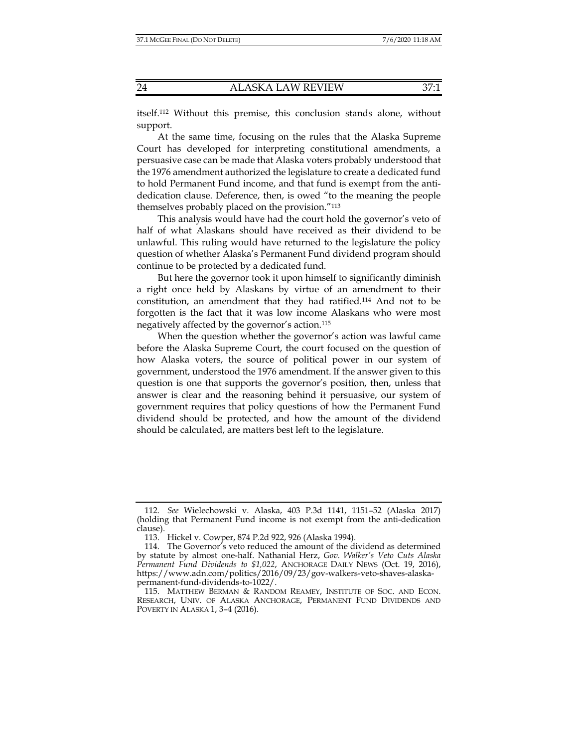itself.[112] Without this premise, this conclusion stands alone, without support.

At the same time, focusing on the rules that the Alaska Supreme Court has developed for interpreting constitutional amendments, a persuasive case can be made that Alaska voters probably understood that the 1976 amendment authorized the legislature to create a dedicated fund to hold Permanent Fund income, and that fund is exempt from the anti-dedication clause. Deference, then, is owed "to the meaning the people themselves probably placed on the provision."[113]

This analysis would have had the court hold the governor's veto of half of what Alaskans should have received as their dividend to be unlawful. This ruling would have returned to the legislature the policy question of whether Alaska's Permanent Fund dividend program should continue to be protected by a dedicated fund.

But here the governor took it upon himself to significantly diminish a right once held by Alaskans by virtue of an amendment to their constitution, an amendment that they had ratified.[114] And not to be forgotten is the fact that it was low income Alaskans who were most negatively affected by the governor's action.[115]

When the question whether the governor's action was lawful came before the Alaska Supreme Court, the court focused on the question of how Alaska voters, the source of political power in our system of government, understood the 1976 amendment. If the answer given to this question is one that supports the governor's position, then, unless that answer is clear and the reasoning behind it persuasive, our system of government requires that policy questions of how the Permanent Fund dividend should be protected, and how the amount of the dividend should be calculated, are matters best left to the legislature.

---

112. *See* Wielechowski v. Alaska, 403 P.3d 1141, 1151–52 (Alaska 2017) (holding that Permanent Fund income is not exempt from the anti-dedication clause).

113. Hickel v. Cowper, 874 P.2d 922, 926 (Alaska 1994).

114. The Governor's veto reduced the amount of the dividend as determined by statute by almost one-half. Nathanial Herz, *Gov. Walker's Veto Cuts Alaska Permanent Fund Dividends to $1,022*, ANCHORAGE DAILY NEWS (Oct. 19, 2016), https://www.adn.com/politics/2016/09/23/gov-walkers-veto-shaves-alaska-permanent-fund-dividends-to-1022/.

115. MATTHEW BERMAN & RANDOM REAMEY, INSTITUTE OF SOC. AND ECON. RESEARCH, UNIV. OF ALASKA ANCHORAGE, PERMANENT FUND DIVIDENDS AND POVERTY IN ALASKA 1, 3–4 (2016).